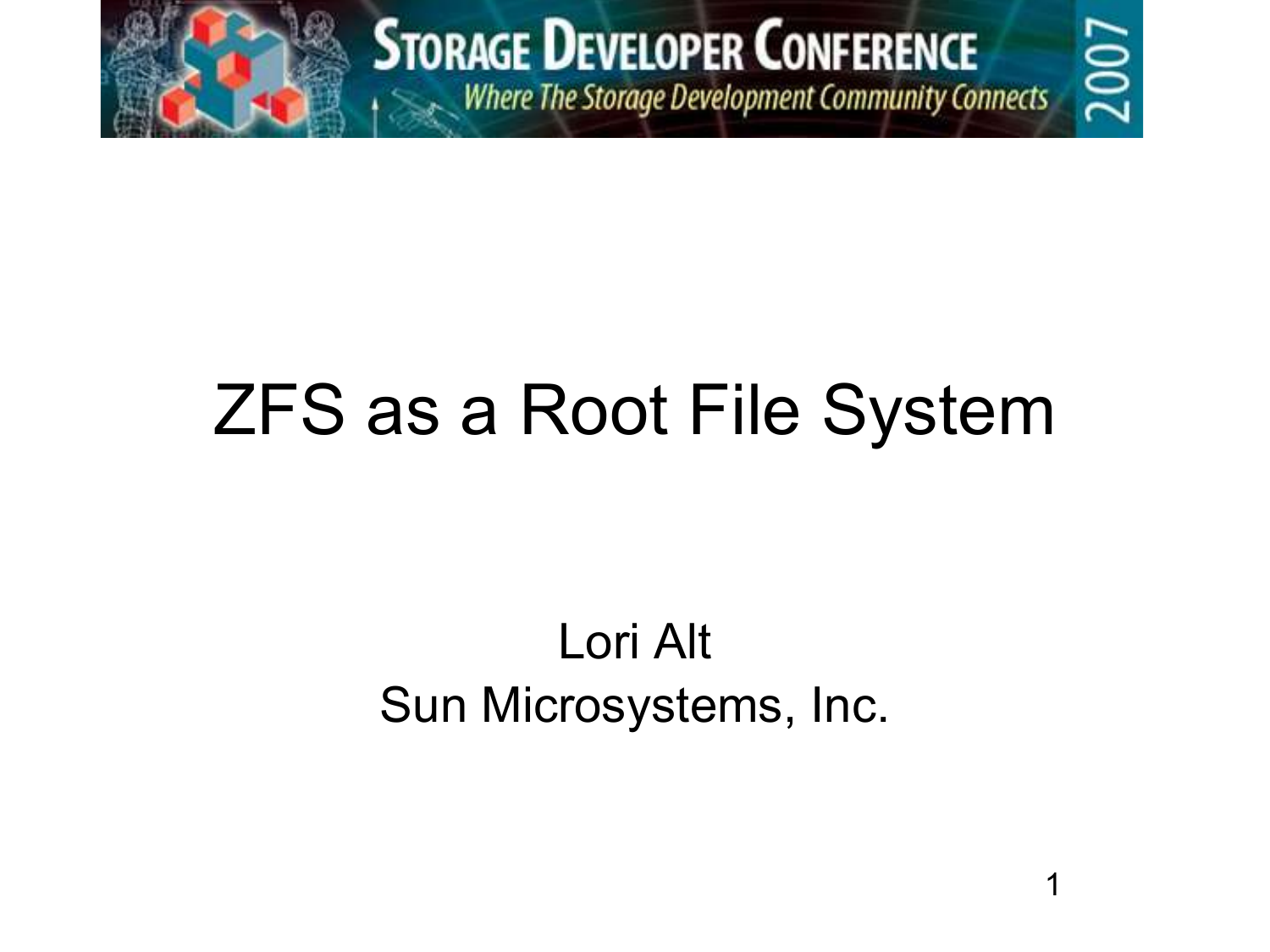# ZFS as a Root File System

Lori Alt

Sun Microsystems, Inc.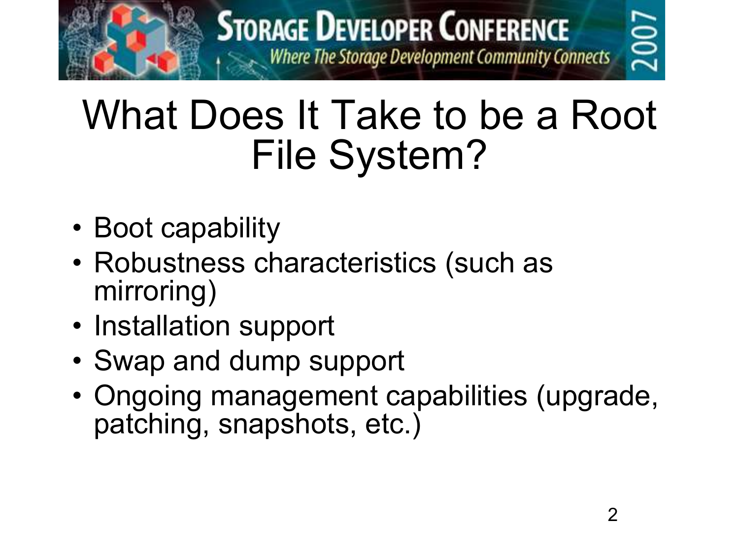# What Does It Take to be a Root File System?

- Boot capability
- Robustness characteristics (such as mirroring)
- Installation support
- Swap and dump support
- Ongoing management capabilities (upgrade, patching, snapshots, etc.)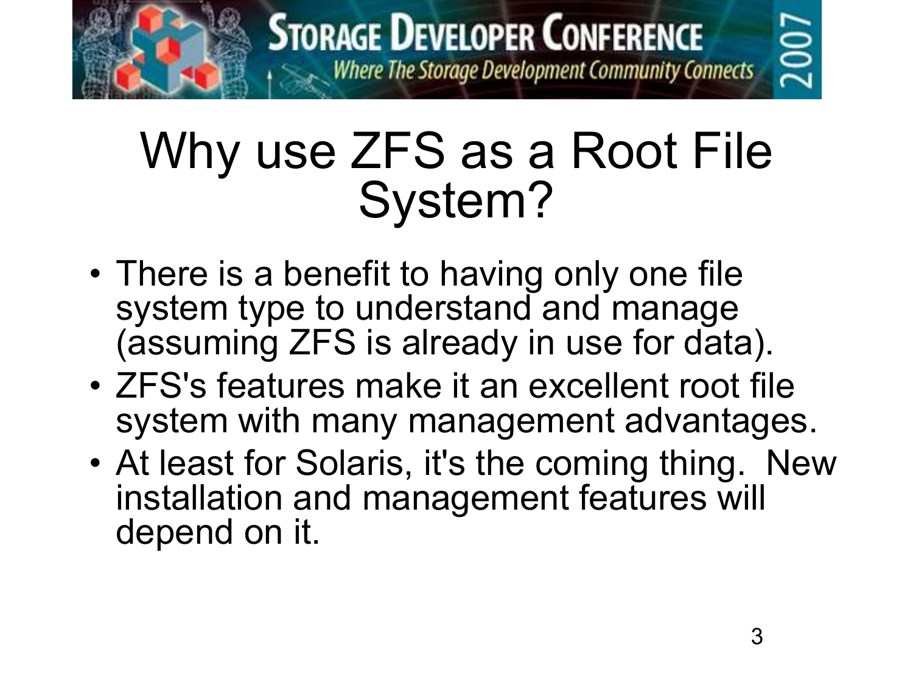# Why use ZFS as a Root File System?

- There is a benefit to having only one file system type to understand and manage (assuming ZFS is already in use for data).
- ZFS's features make it an excellent root file system with many management advantages.
- At least for Solaris, it's the coming thing. New installation and management features will depend on it.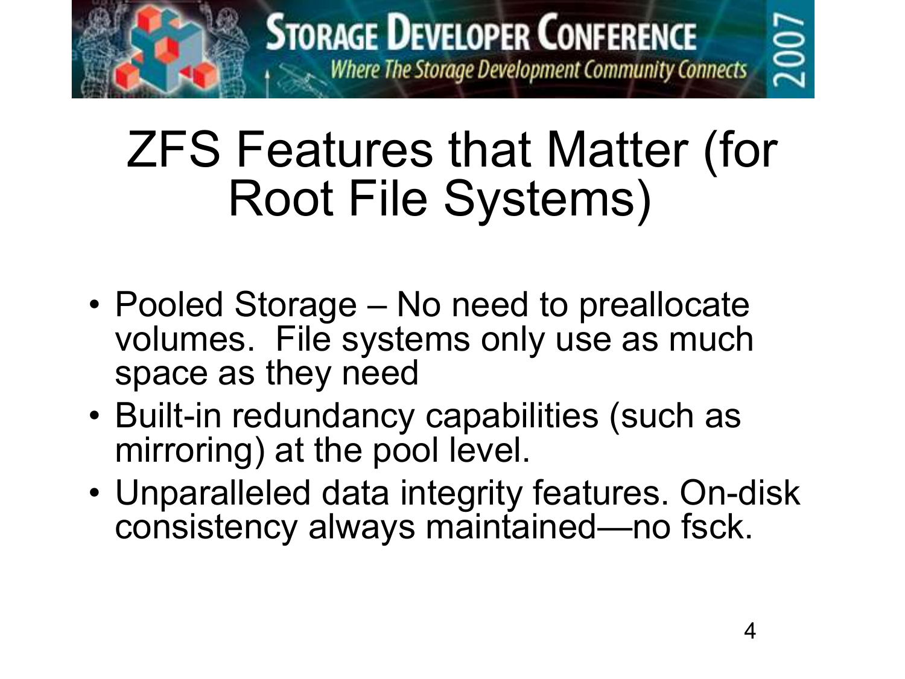# ZFS Features that Matter (for Root File Systems)

- Pooled Storage – No need to preallocate volumes. File systems only use as much space as they need
- Built-in redundancy capabilities (such as mirroring) at the pool level.
- Unparalleled data integrity features. On-disk consistency always maintained—no fsck.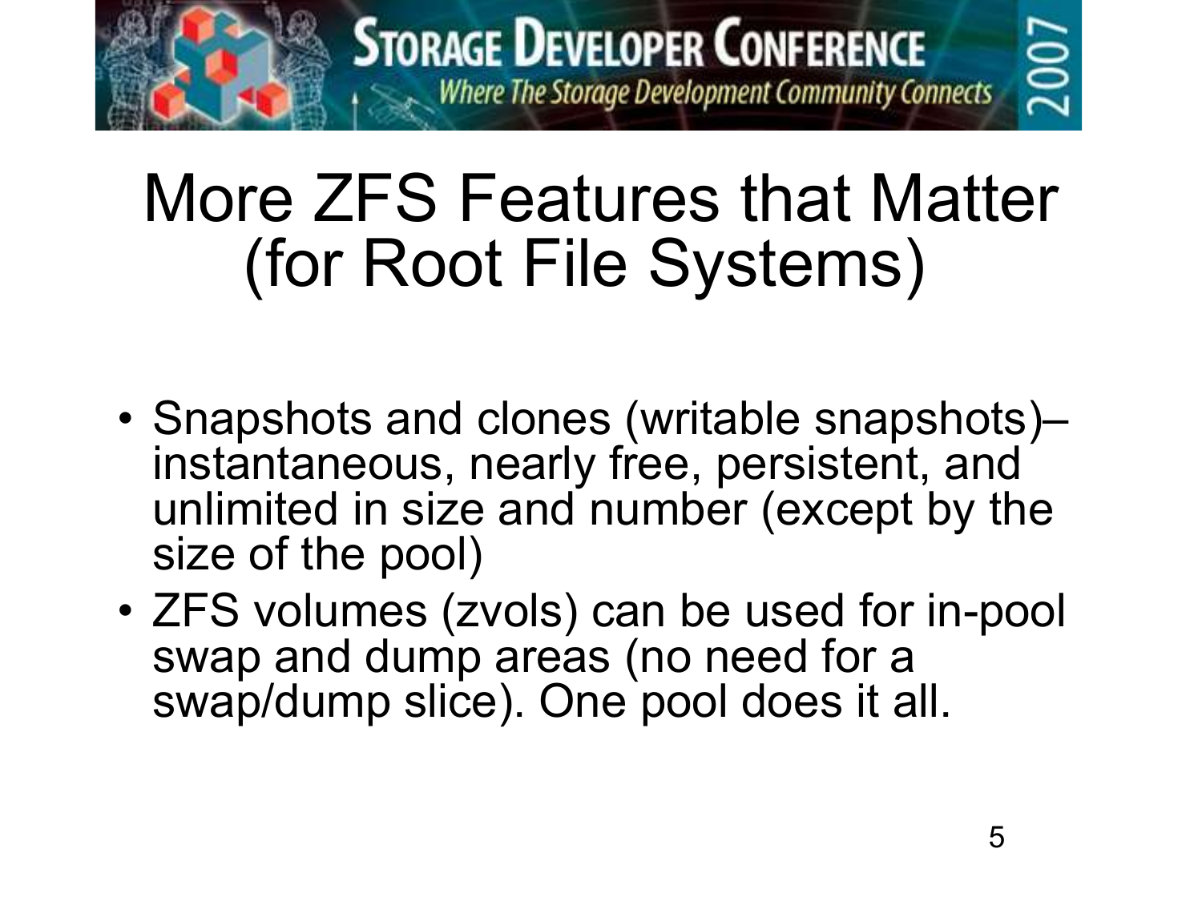# More ZFS Features that Matter (for Root File Systems)

- Snapshots and clones (writable snapshots)– instantaneous, nearly free, persistent, and unlimited in size and number (except by the size of the pool)
- ZFS volumes (zvols) can be used for in-pool swap and dump areas (no need for a swap/dump slice). One pool does it all.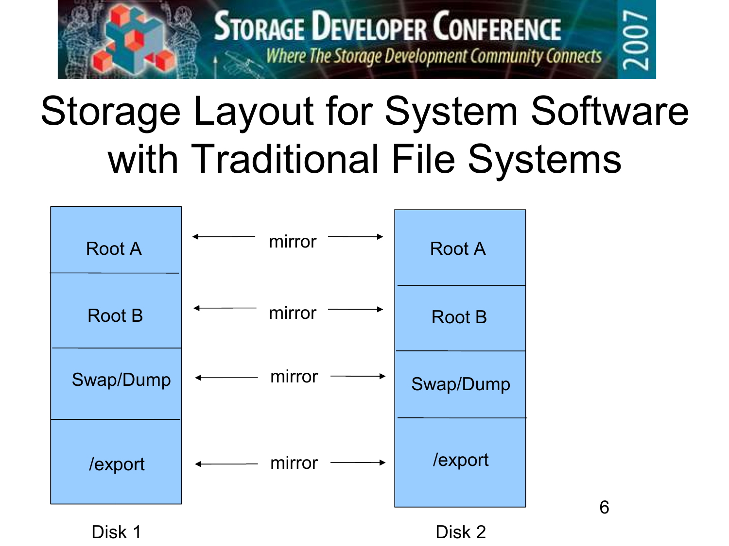# Storage Layout for System Software with Traditional File Systems

| Disk 1 | | Disk 2 |
|---|---|---|
| Root A | ← mirror → | Root A |
| Root B | ← mirror → | Root B |
| Swap/Dump | ← mirror → | Swap/Dump |
| /export | ← mirror → | /export |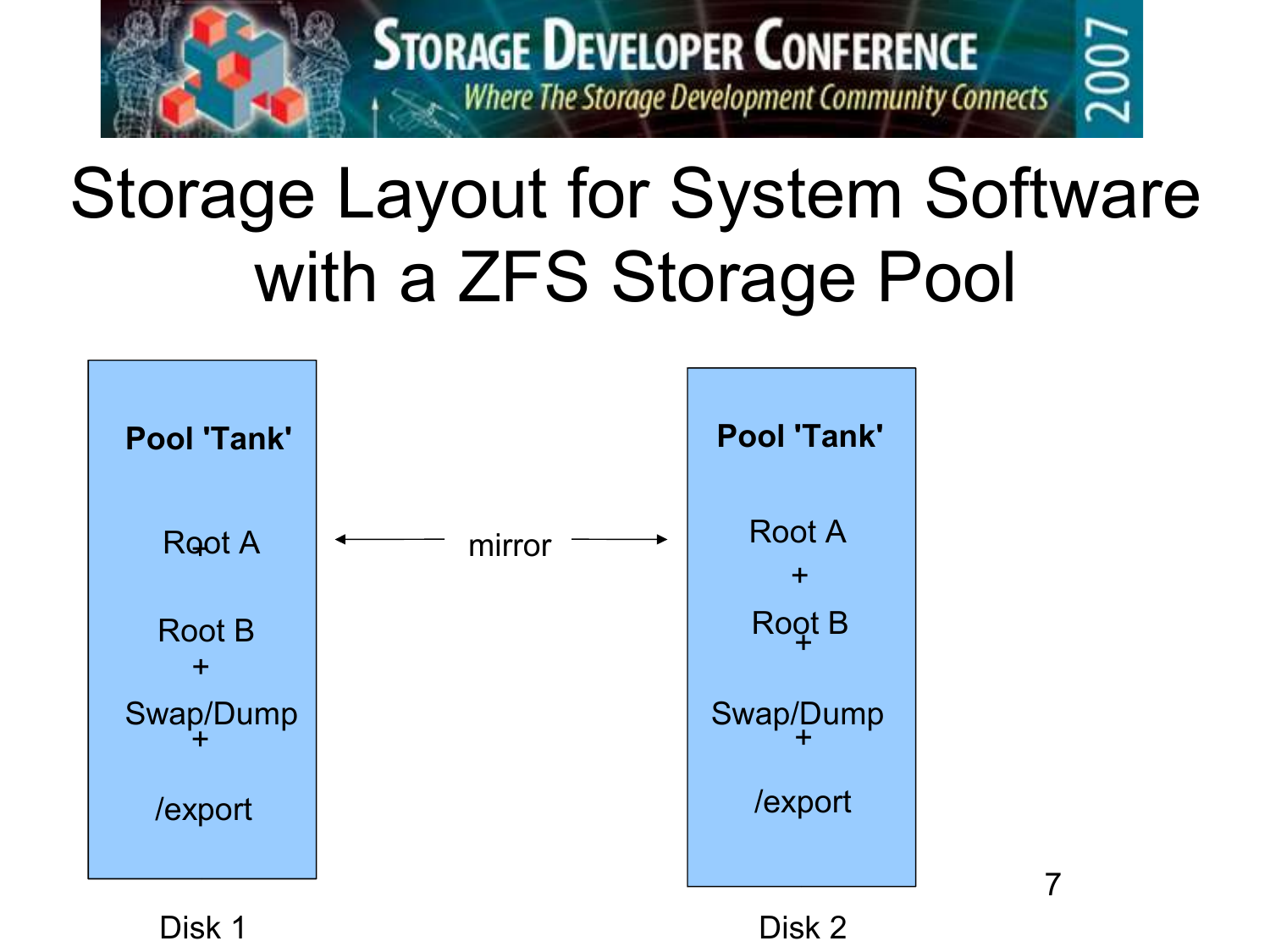# Storage Layout for System Software with a ZFS Storage Pool

**Pool 'Tank'**

Root A
+
Root B
+
Swap/Dump
+
/export

Disk 1

← mirror →

**Pool 'Tank'**

Root A
+
Root B
+
Swap/Dump
+
/export

Disk 2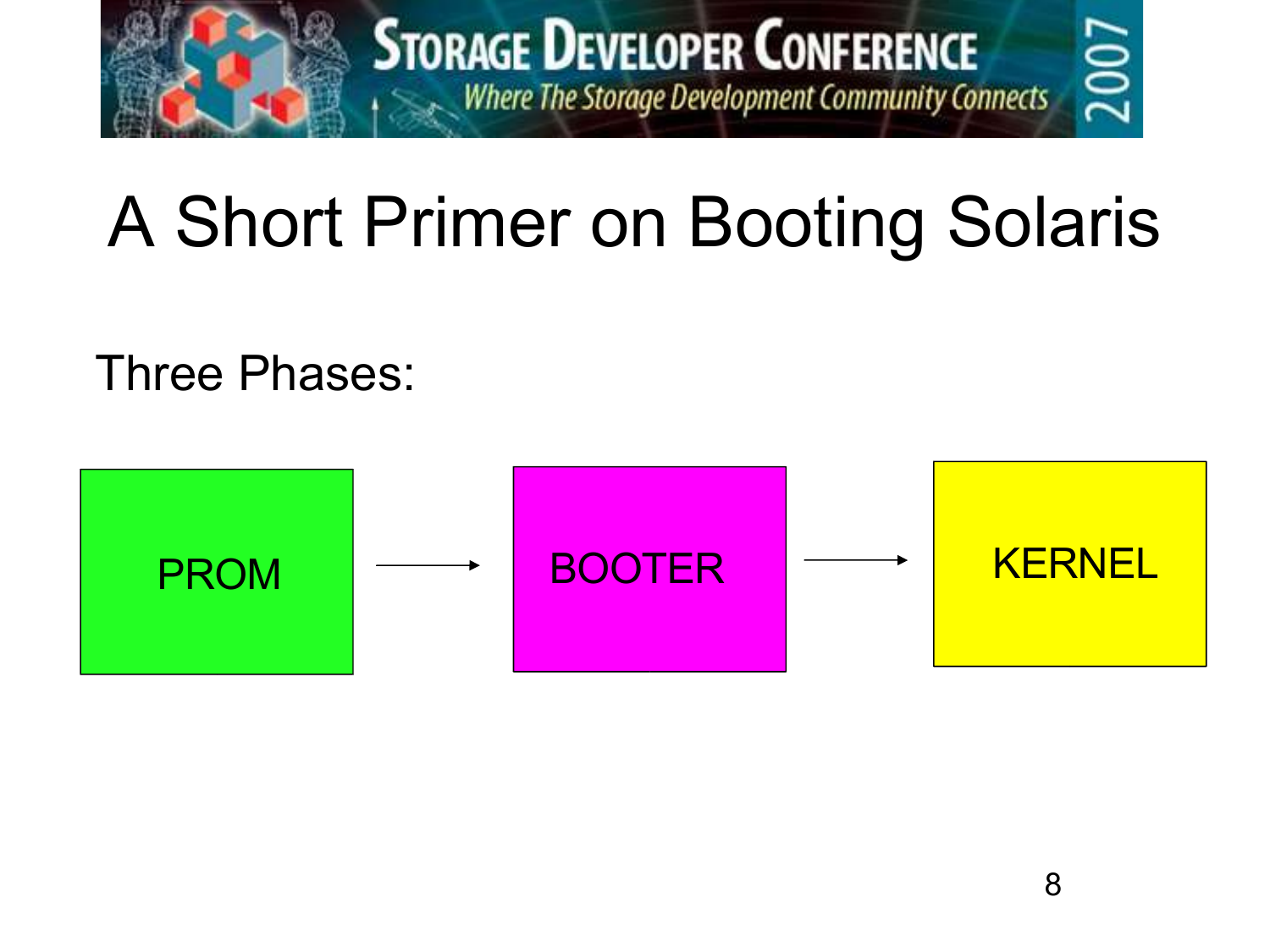# A Short Primer on Booting Solaris

Three Phases:

PROM → BOOTER → KERNEL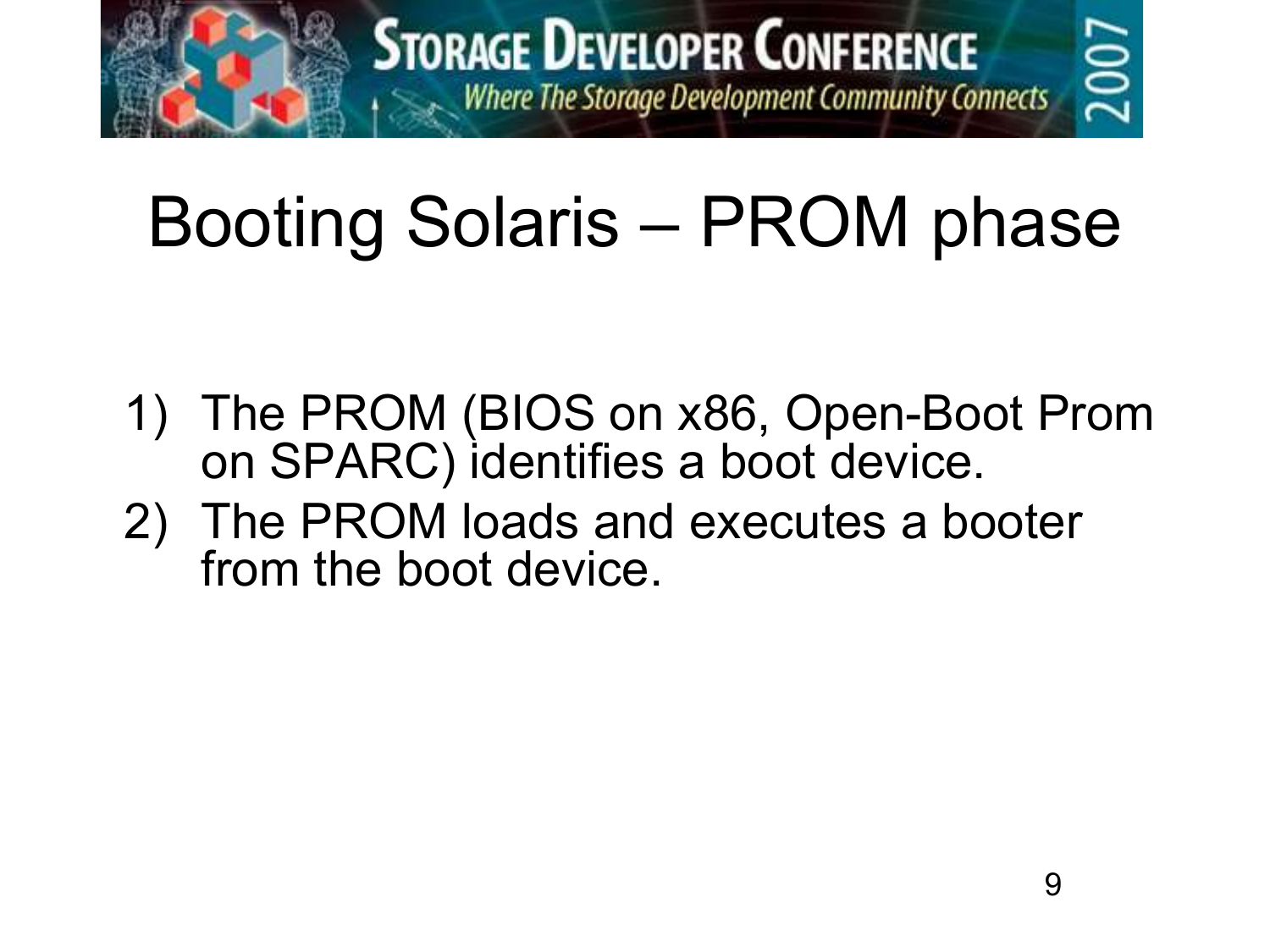# Booting Solaris – PROM phase

1) The PROM (BIOS on x86, Open-Boot Prom on SPARC) identifies a boot device.
2) The PROM loads and executes a booter from the boot device.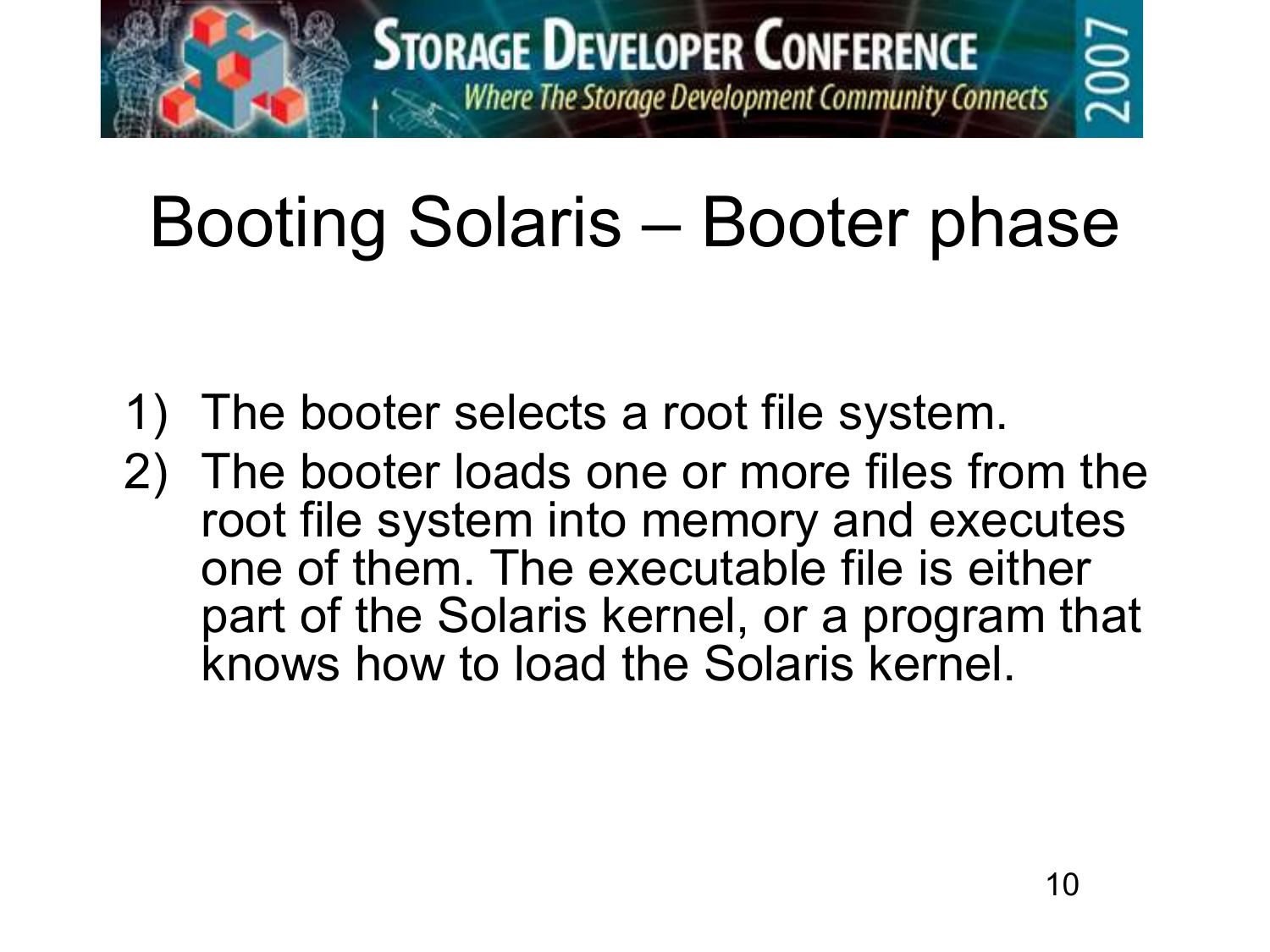# Booting Solaris – Booter phase

1) The booter selects a root file system.
2) The booter loads one or more files from the root file system into memory and executes one of them. The executable file is either part of the Solaris kernel, or a program that knows how to load the Solaris kernel.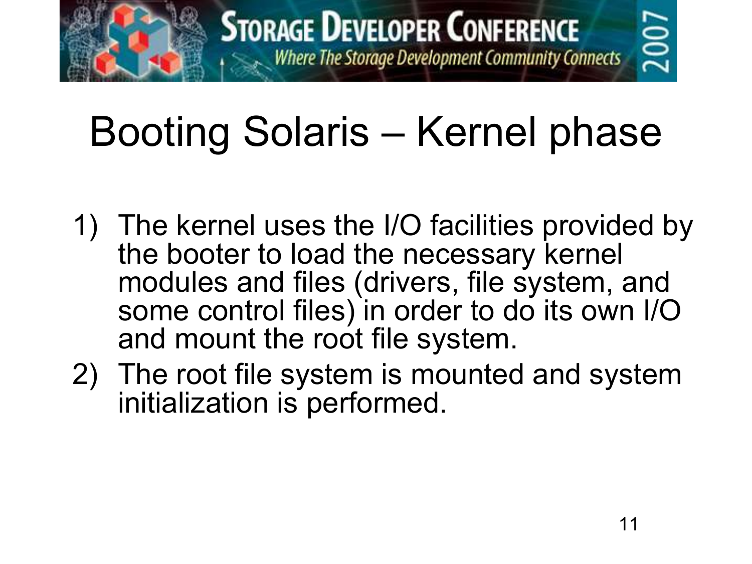# Booting Solaris – Kernel phase

1) The kernel uses the I/O facilities provided by the booter to load the necessary kernel modules and files (drivers, file system, and some control files) in order to do its own I/O and mount the root file system.
2) The root file system is mounted and system initialization is performed.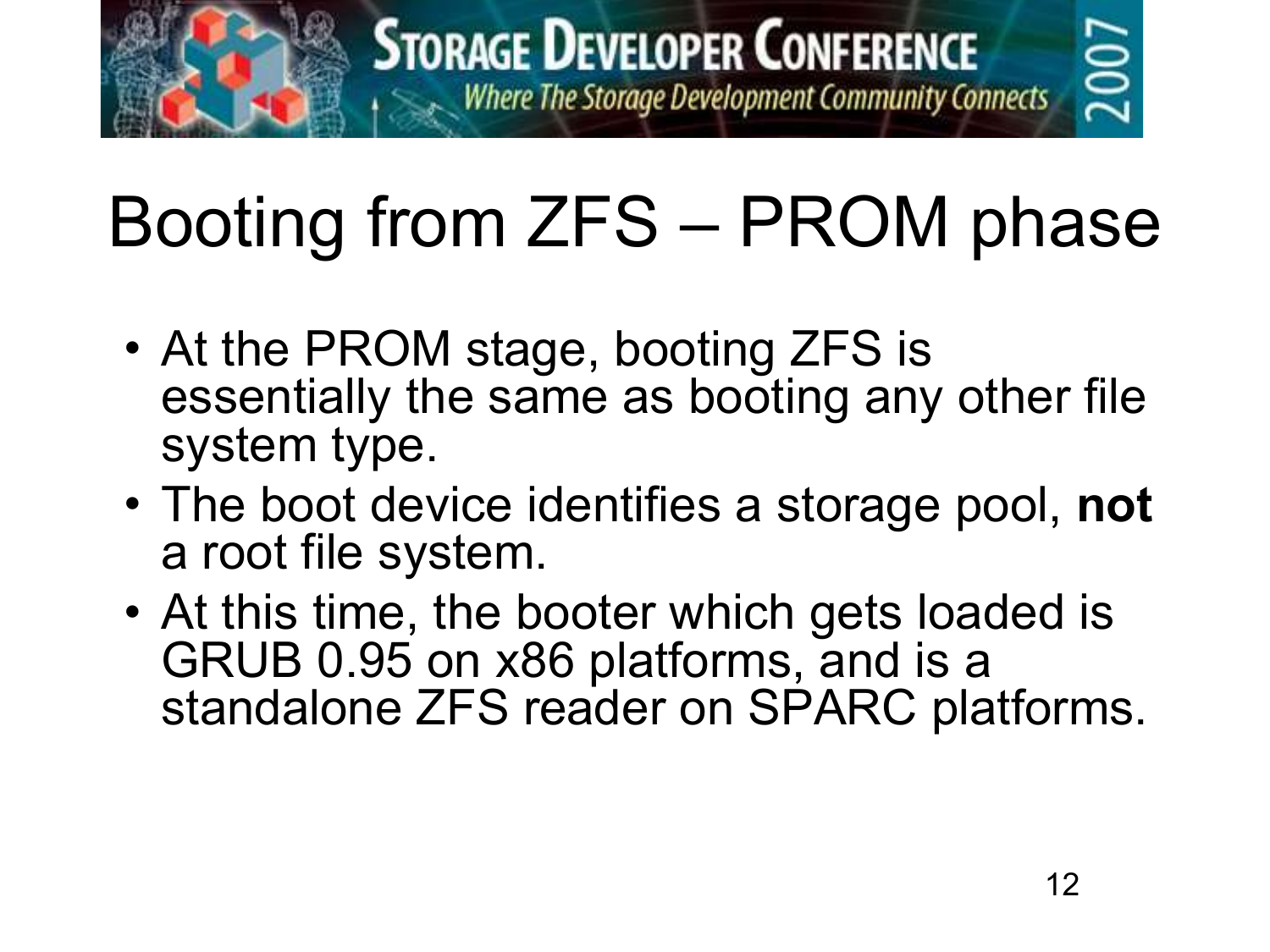# Booting from ZFS – PROM phase

- At the PROM stage, booting ZFS is essentially the same as booting any other file system type.
- The boot device identifies a storage pool, **not** a root file system.
- At this time, the booter which gets loaded is GRUB 0.95 on x86 platforms, and is a standalone ZFS reader on SPARC platforms.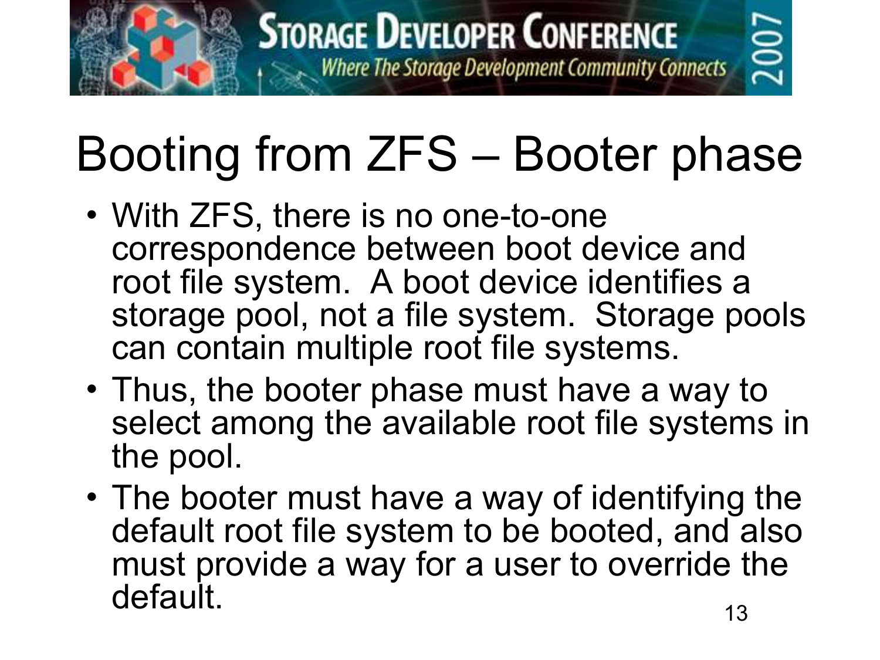# Booting from ZFS – Booter phase

- With ZFS, there is no one-to-one correspondence between boot device and root file system. A boot device identifies a storage pool, not a file system. Storage pools can contain multiple root file systems.
- Thus, the booter phase must have a way to select among the available root file systems in the pool.
- The booter must have a way of identifying the default root file system to be booted, and also must provide a way for a user to override the default.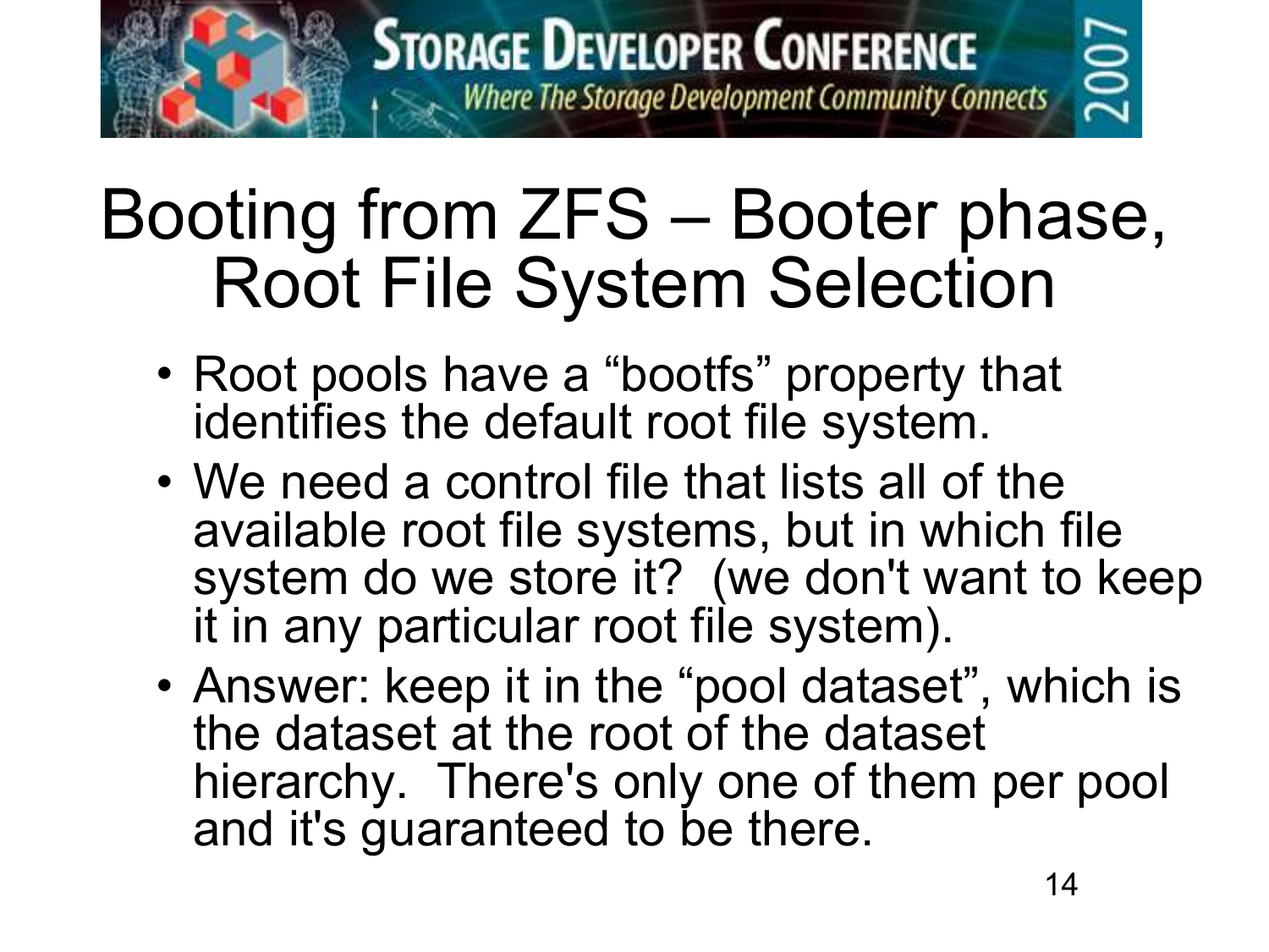# Booting from ZFS – Booter phase, Root File System Selection

- Root pools have a “bootfs” property that identifies the default root file system.
- We need a control file that lists all of the available root file systems, but in which file system do we store it? (we don't want to keep it in any particular root file system).
- Answer: keep it in the “pool dataset”, which is the dataset at the root of the dataset hierarchy. There's only one of them per pool and it's guaranteed to be there.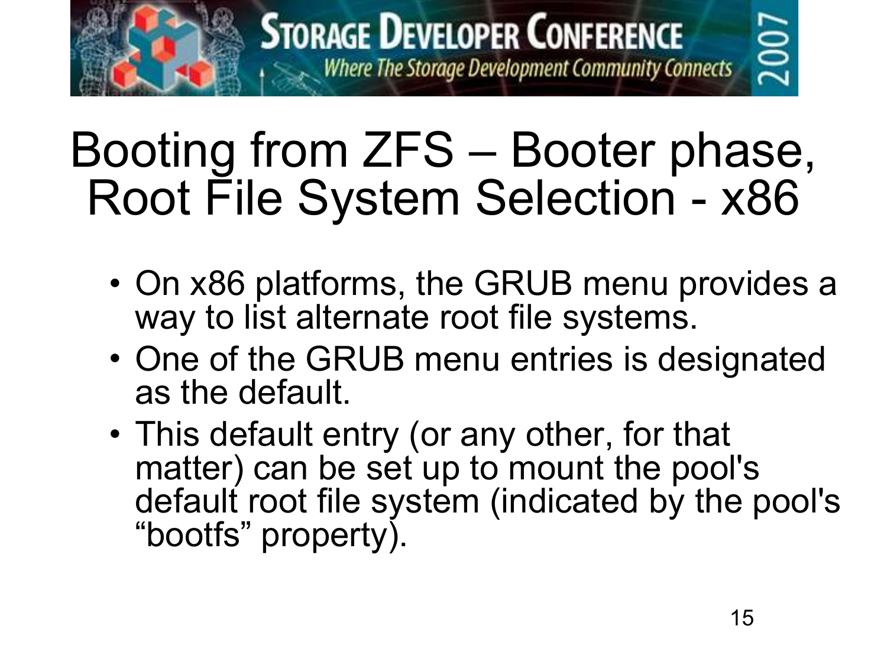# Booting from ZFS – Booter phase, Root File System Selection - x86

- On x86 platforms, the GRUB menu provides a way to list alternate root file systems.
- One of the GRUB menu entries is designated as the default.
- This default entry (or any other, for that matter) can be set up to mount the pool's default root file system (indicated by the pool's "bootfs" property).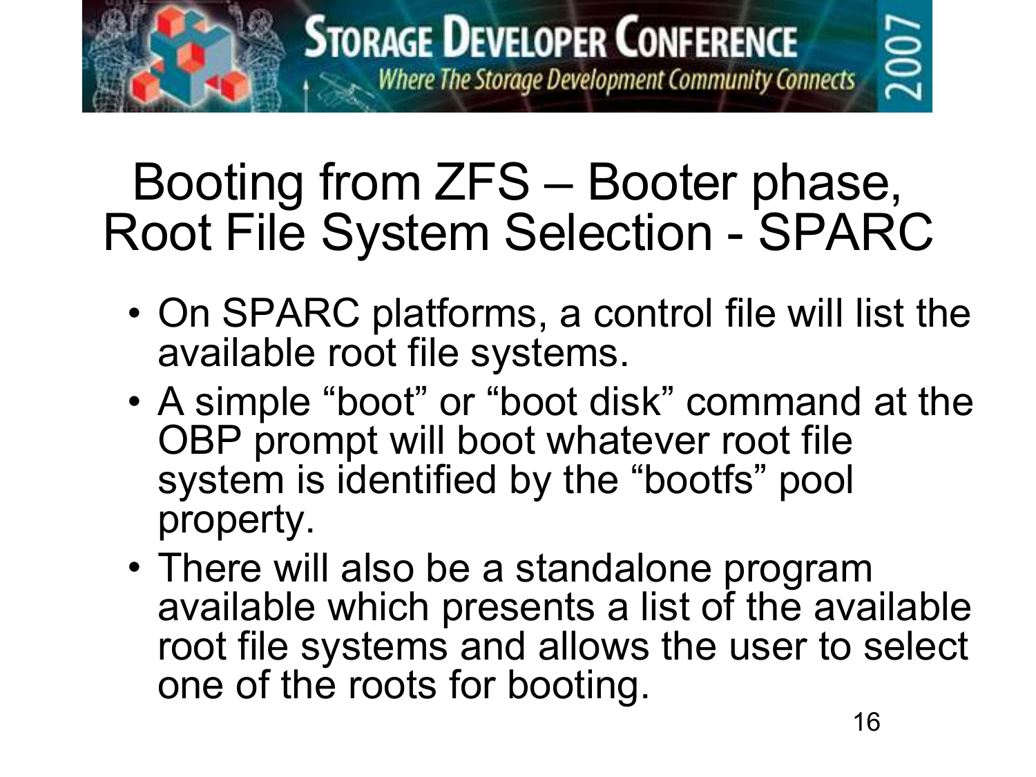# Booting from ZFS – Booter phase, Root File System Selection - SPARC

- On SPARC platforms, a control file will list the available root file systems.
- A simple “boot” or “boot disk” command at the OBP prompt will boot whatever root file system is identified by the “bootfs” pool property.
- There will also be a standalone program available which presents a list of the available root file systems and allows the user to select one of the roots for booting.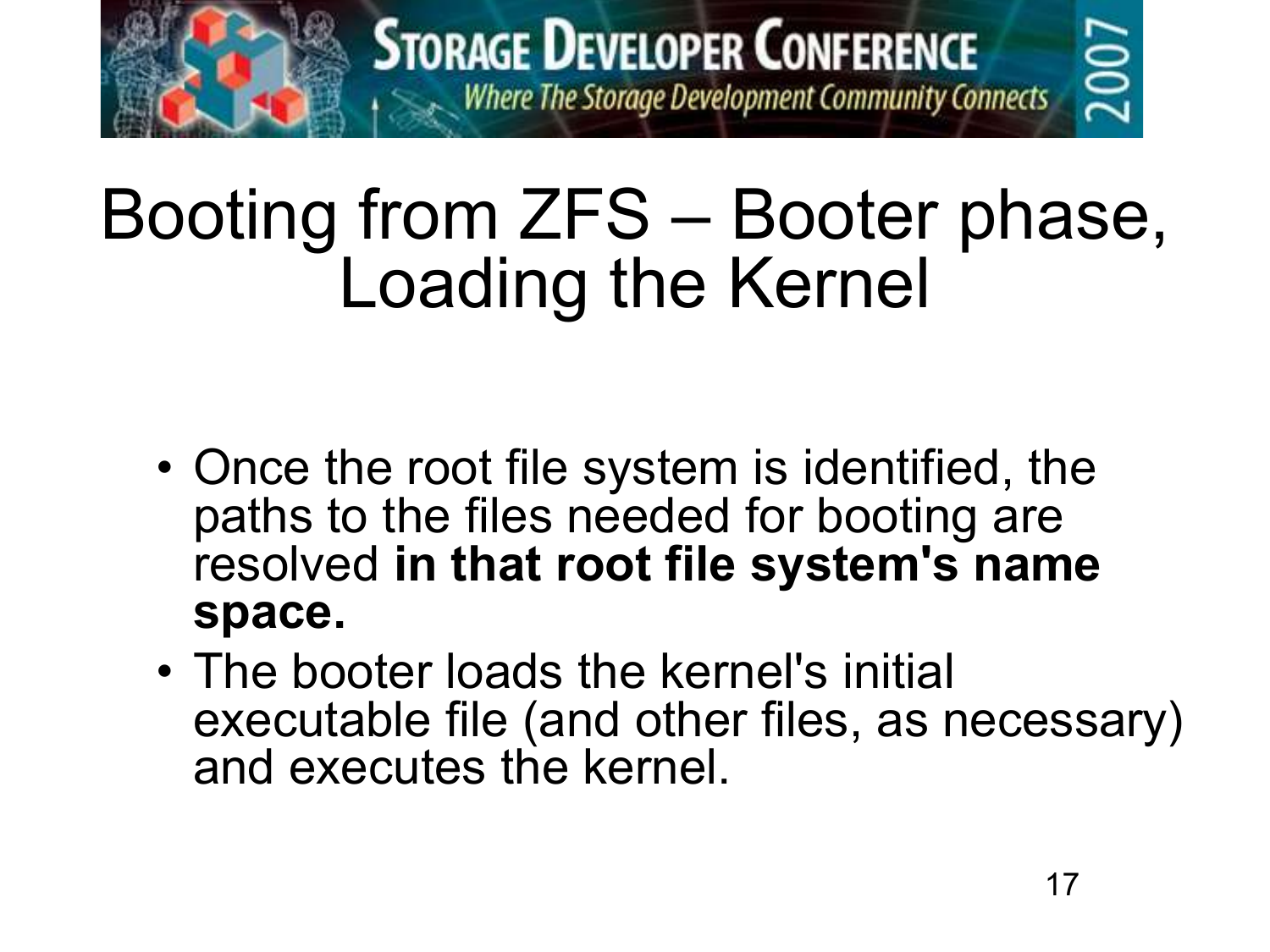# Booting from ZFS – Booter phase, Loading the Kernel

- Once the root file system is identified, the paths to the files needed for booting are resolved **in that root file system's name space.**
- The booter loads the kernel's initial executable file (and other files, as necessary) and executes the kernel.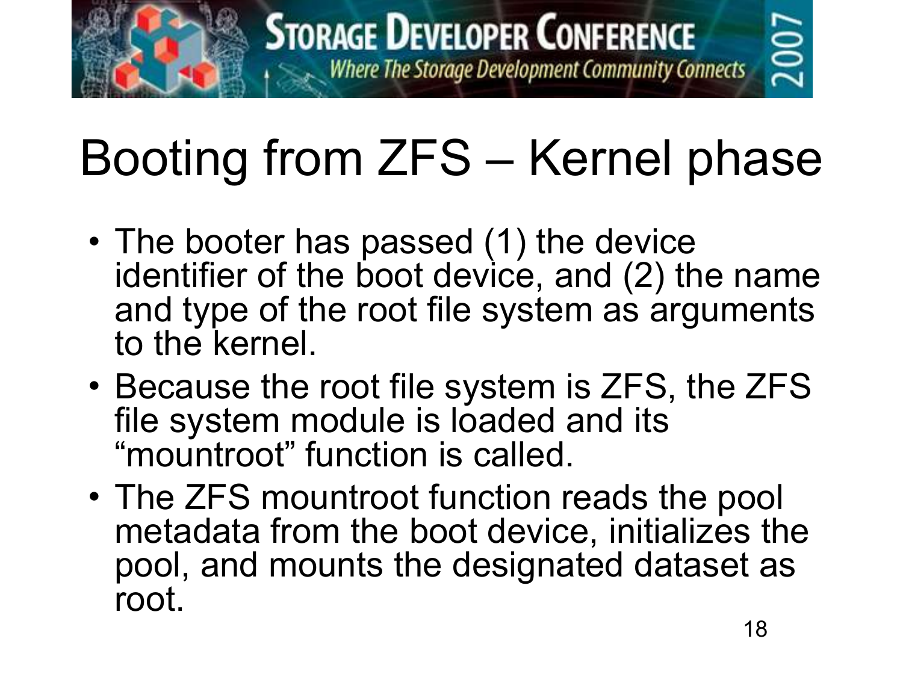# Booting from ZFS – Kernel phase

- The booter has passed (1) the device identifier of the boot device, and (2) the name and type of the root file system as arguments to the kernel.
- Because the root file system is ZFS, the ZFS file system module is loaded and its "mountroot" function is called.
- The ZFS mountroot function reads the pool metadata from the boot device, initializes the pool, and mounts the designated dataset as root.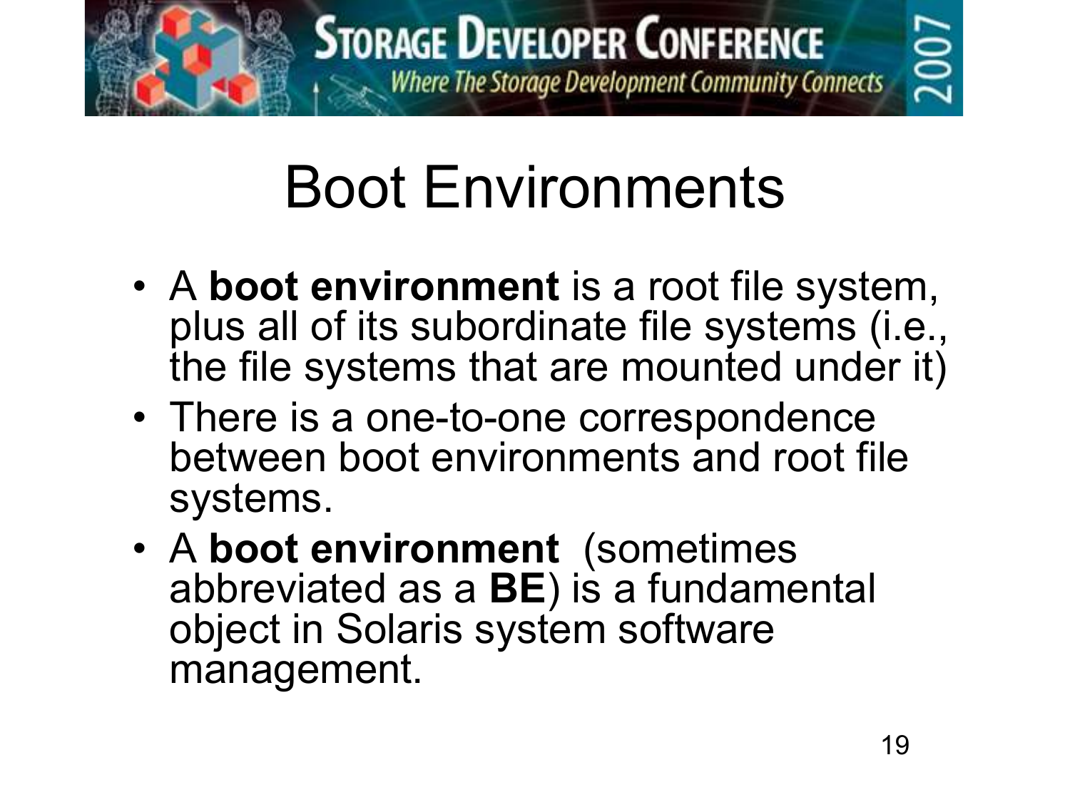# Boot Environments

- A **boot environment** is a root file system, plus all of its subordinate file systems (i.e., the file systems that are mounted under it)
- There is a one-to-one correspondence between boot environments and root file systems.
- A **boot environment** (sometimes abbreviated as a **BE**) is a fundamental object in Solaris system software management.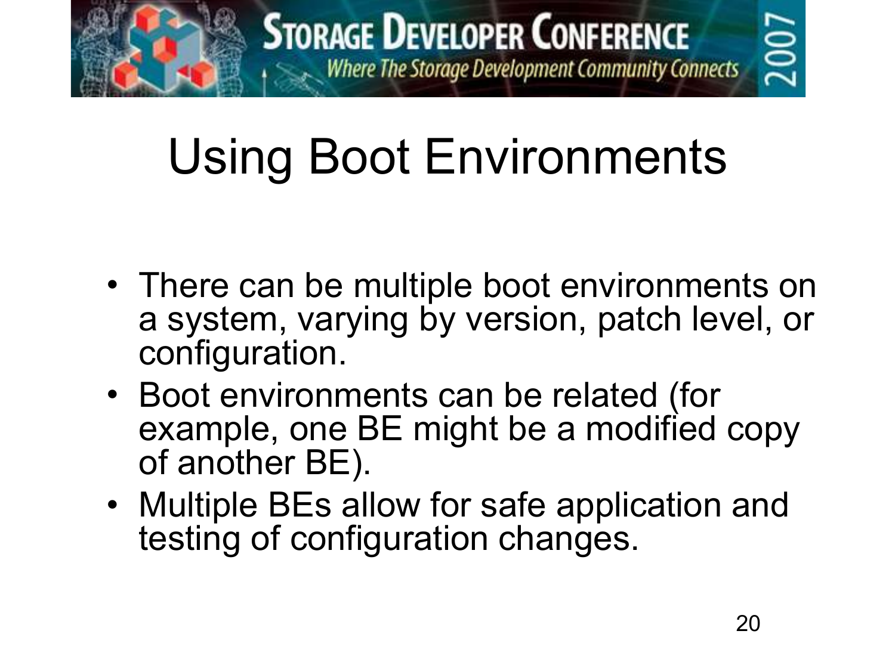# Using Boot Environments

- There can be multiple boot environments on a system, varying by version, patch level, or configuration.
- Boot environments can be related (for example, one BE might be a modified copy of another BE).
- Multiple BEs allow for safe application and testing of configuration changes.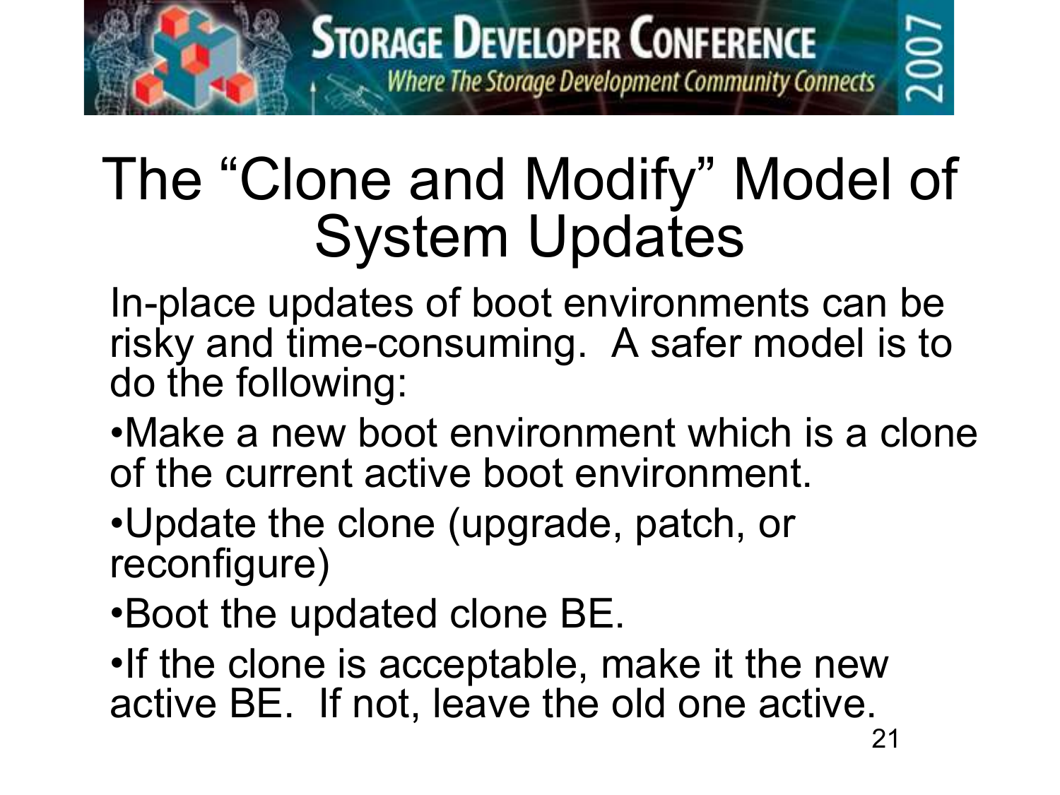# The "Clone and Modify" Model of System Updates

In-place updates of boot environments can be risky and time-consuming. A safer model is to do the following:

- Make a new boot environment which is a clone of the current active boot environment.
- Update the clone (upgrade, patch, or reconfigure)
- Boot the updated clone BE.
- If the clone is acceptable, make it the new active BE. If not, leave the old one active.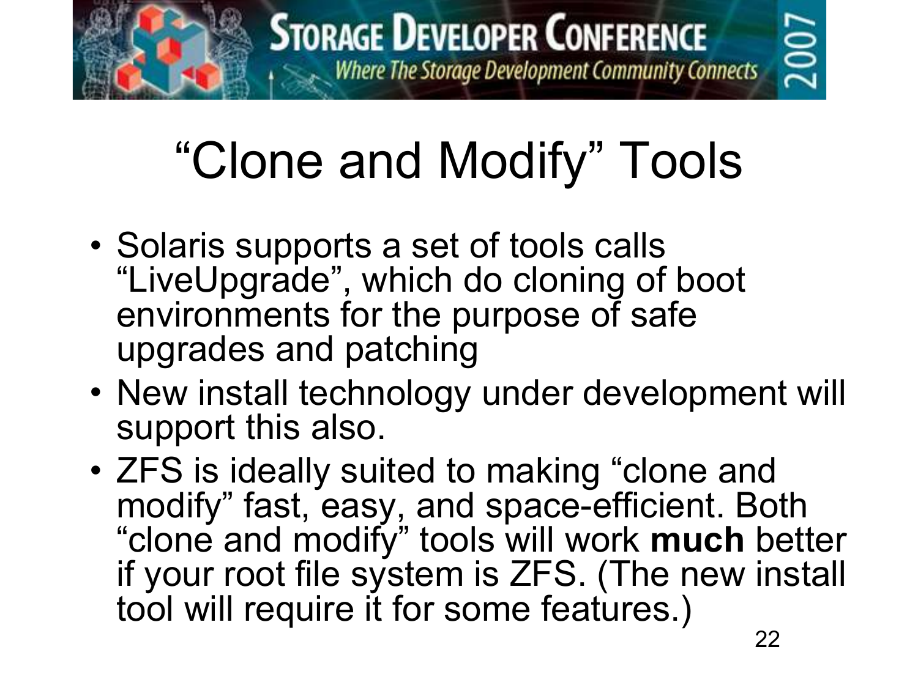# “Clone and Modify” Tools

- Solaris supports a set of tools calls “LiveUpgrade”, which do cloning of boot environments for the purpose of safe upgrades and patching
- New install technology under development will support this also.
- ZFS is ideally suited to making “clone and modify” fast, easy, and space-efficient. Both “clone and modify” tools will work **much** better if your root file system is ZFS. (The new install tool will require it for some features.)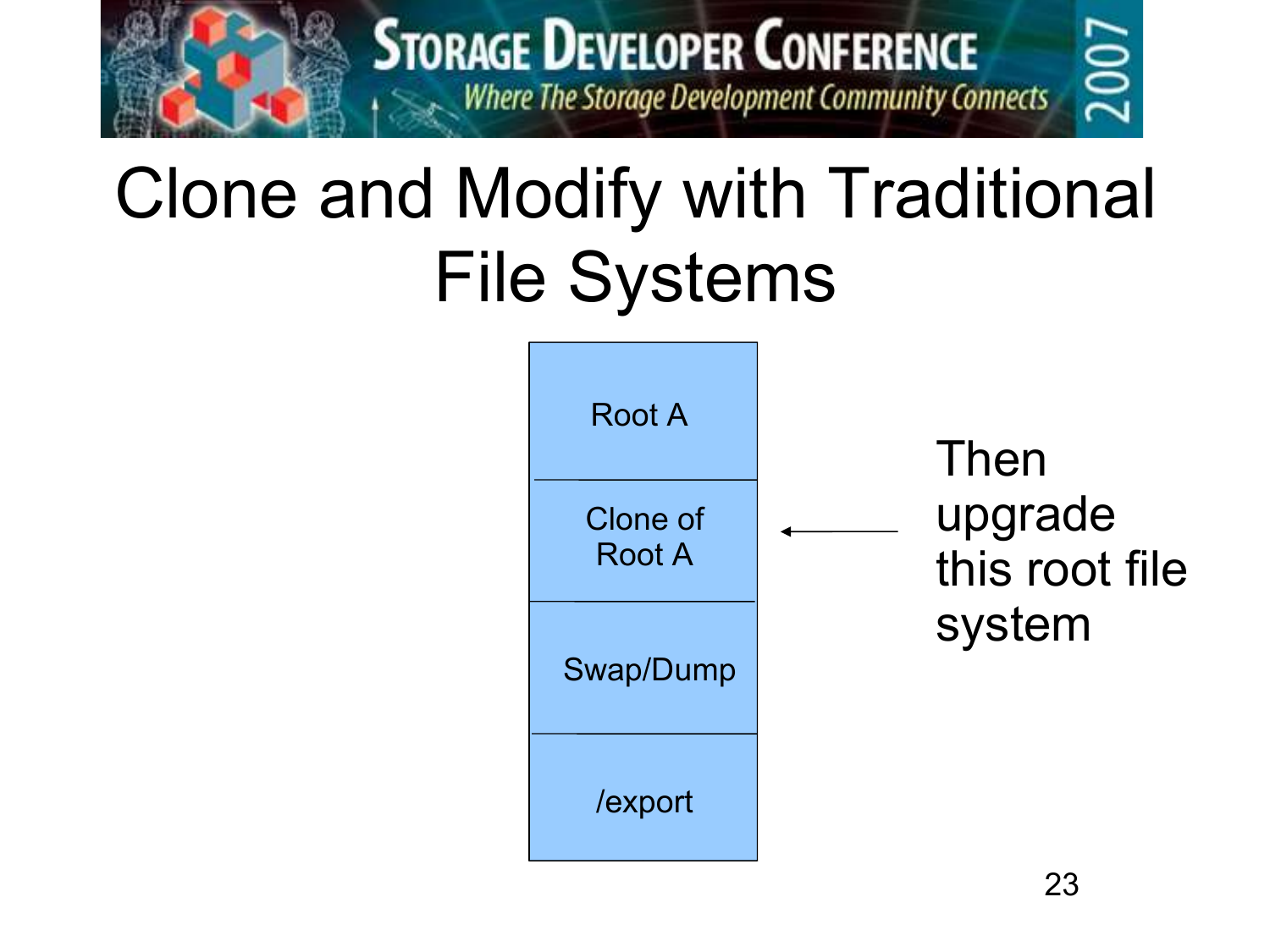# Clone and Modify with Traditional File Systems

| |
|---|
| Root A |
| Clone of Root A |
| Swap/Dump |
| /export |

← Then upgrade this root file system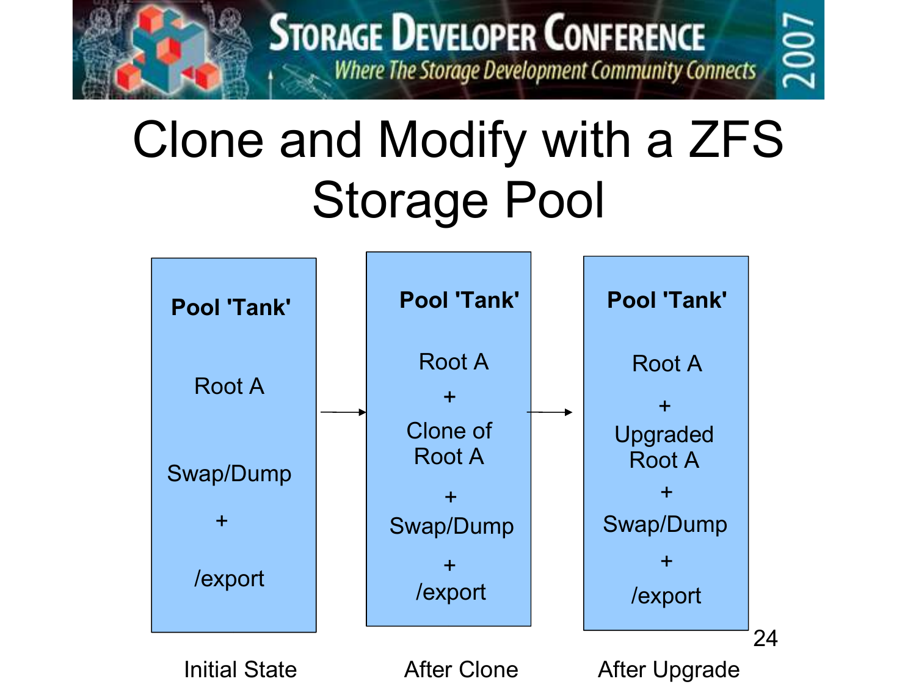# Clone and Modify with a ZFS Storage Pool

| Initial State | After Clone | After Upgrade |
| --- | --- | --- |
| **Pool 'Tank'** | **Pool 'Tank'** | **Pool 'Tank'** |
| Root A | Root A + Clone of Root A | Root A + Upgraded Root A |
| Swap/Dump + /export | + Swap/Dump + /export | + Swap/Dump + /export |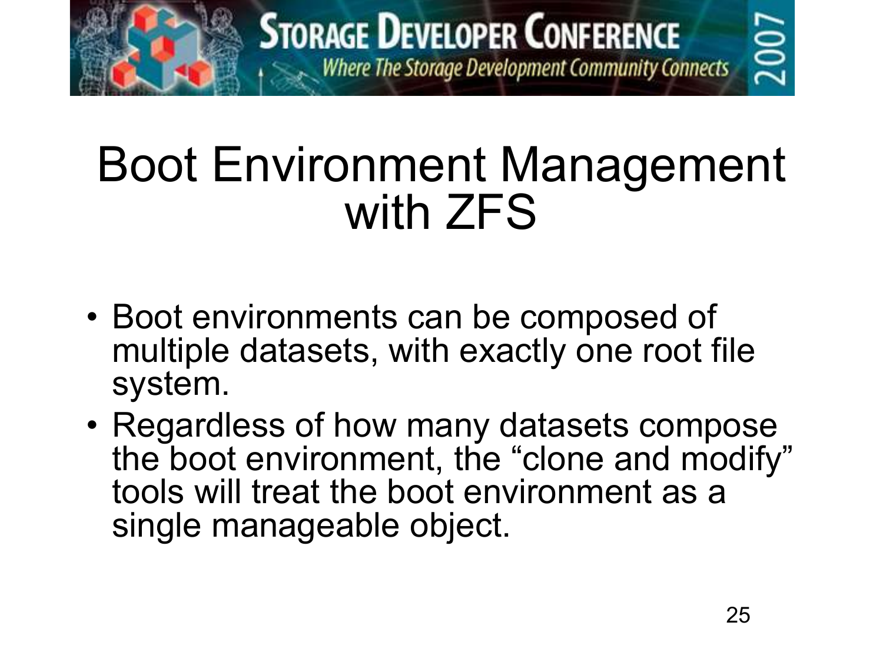# Boot Environment Management with ZFS

- Boot environments can be composed of multiple datasets, with exactly one root file system.
- Regardless of how many datasets compose the boot environment, the “clone and modify” tools will treat the boot environment as a single manageable object.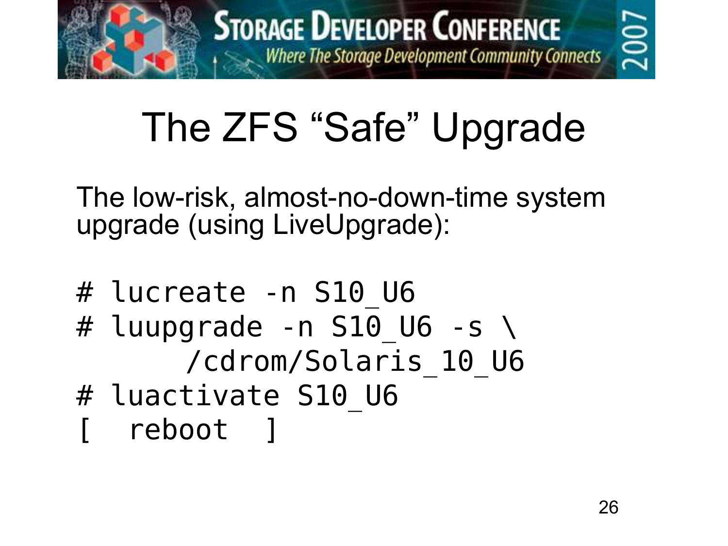# The ZFS "Safe" Upgrade

The low-risk, almost-no-down-time system upgrade (using LiveUpgrade):

```
# lucreate -n S10_U6
# luupgrade -n S10_U6 -s \
      /cdrom/Solaris_10_U6
# luactivate S10_U6
[  reboot  ]
```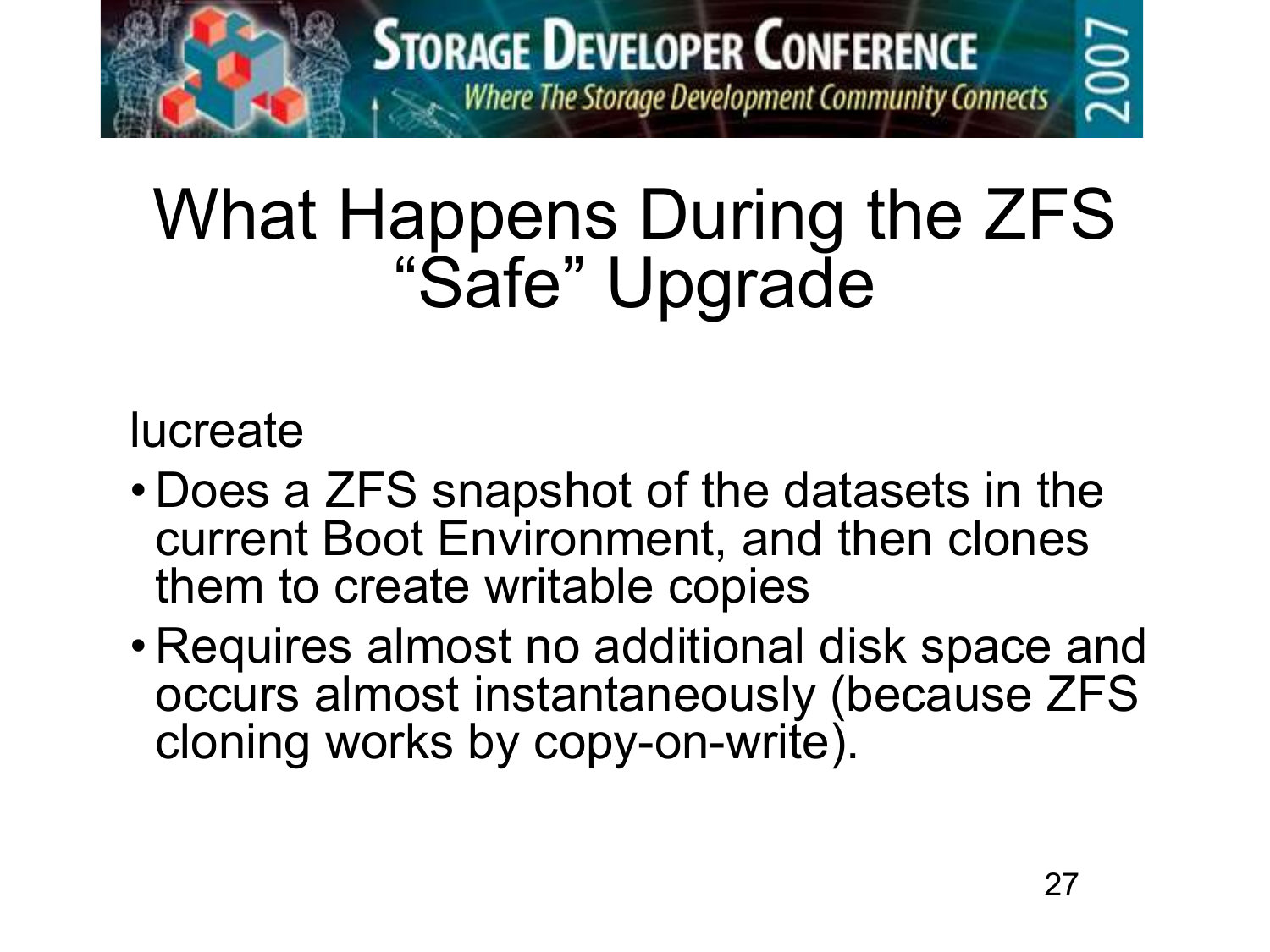# What Happens During the ZFS "Safe" Upgrade

lucreate

- Does a ZFS snapshot of the datasets in the current Boot Environment, and then clones them to create writable copies
- Requires almost no additional disk space and occurs almost instantaneously (because ZFS cloning works by copy-on-write).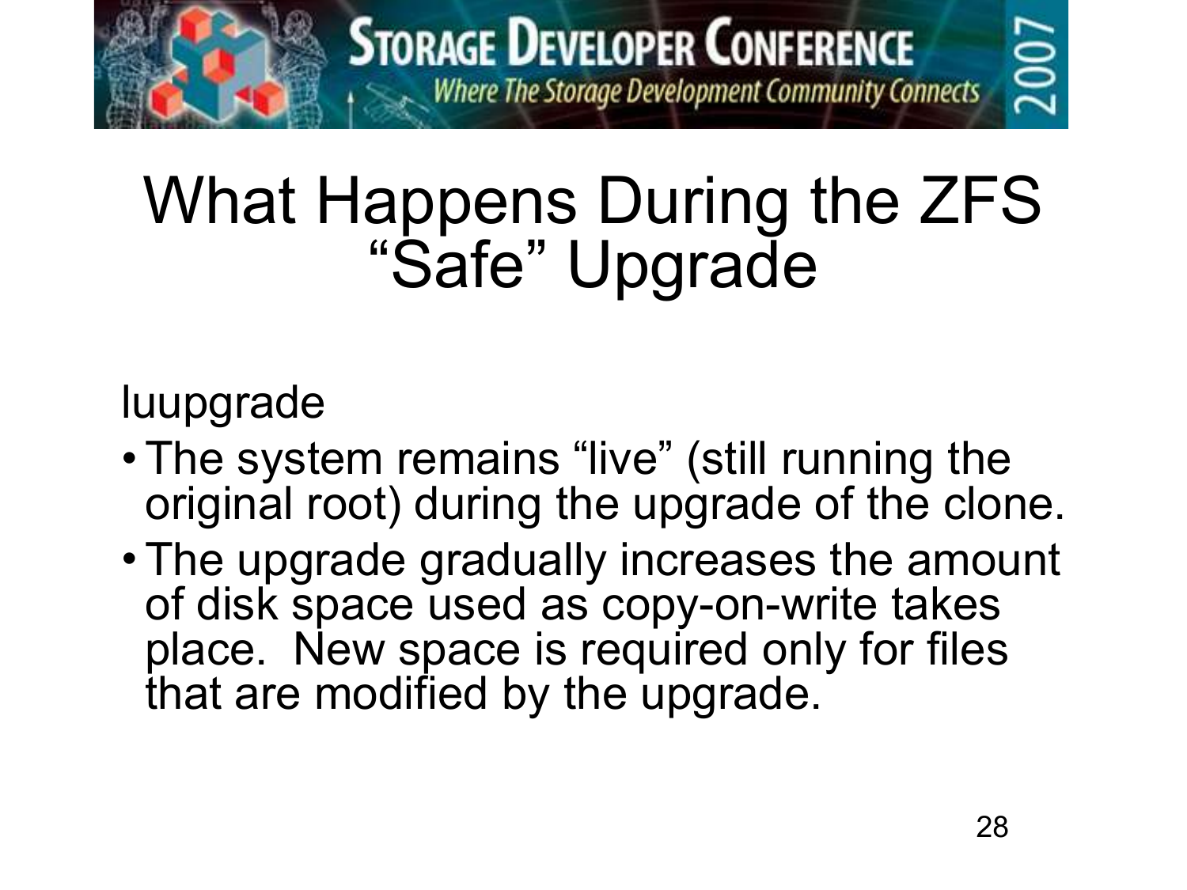# What Happens During the ZFS "Safe" Upgrade

luupgrade

- The system remains "live" (still running the original root) during the upgrade of the clone.
- The upgrade gradually increases the amount of disk space used as copy-on-write takes place. New space is required only for files that are modified by the upgrade.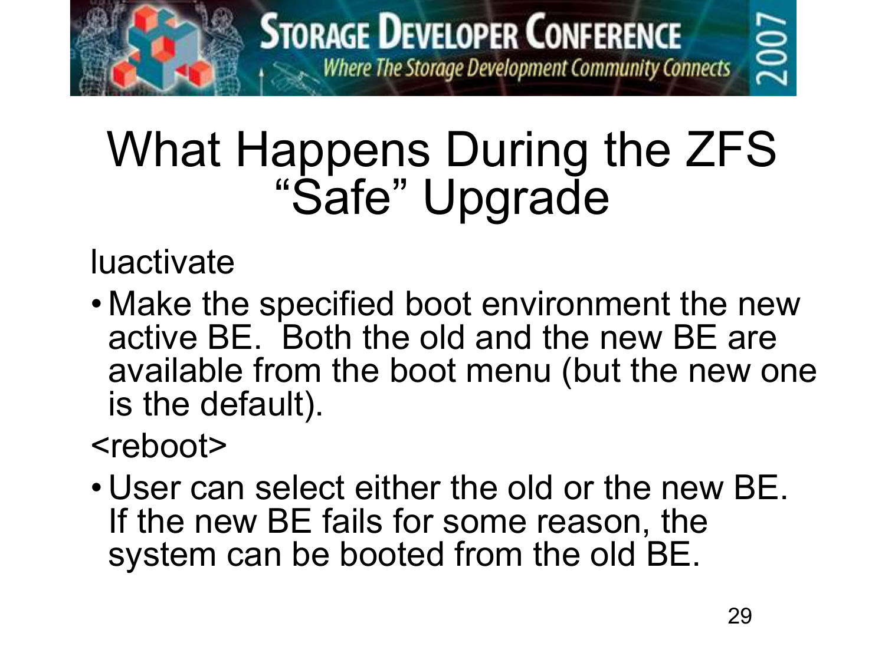# What Happens During the ZFS "Safe" Upgrade

luactivate

- Make the specified boot environment the new active BE. Both the old and the new BE are available from the boot menu (but the new one is the default).

<reboot>

- User can select either the old or the new BE. If the new BE fails for some reason, the system can be booted from the old BE.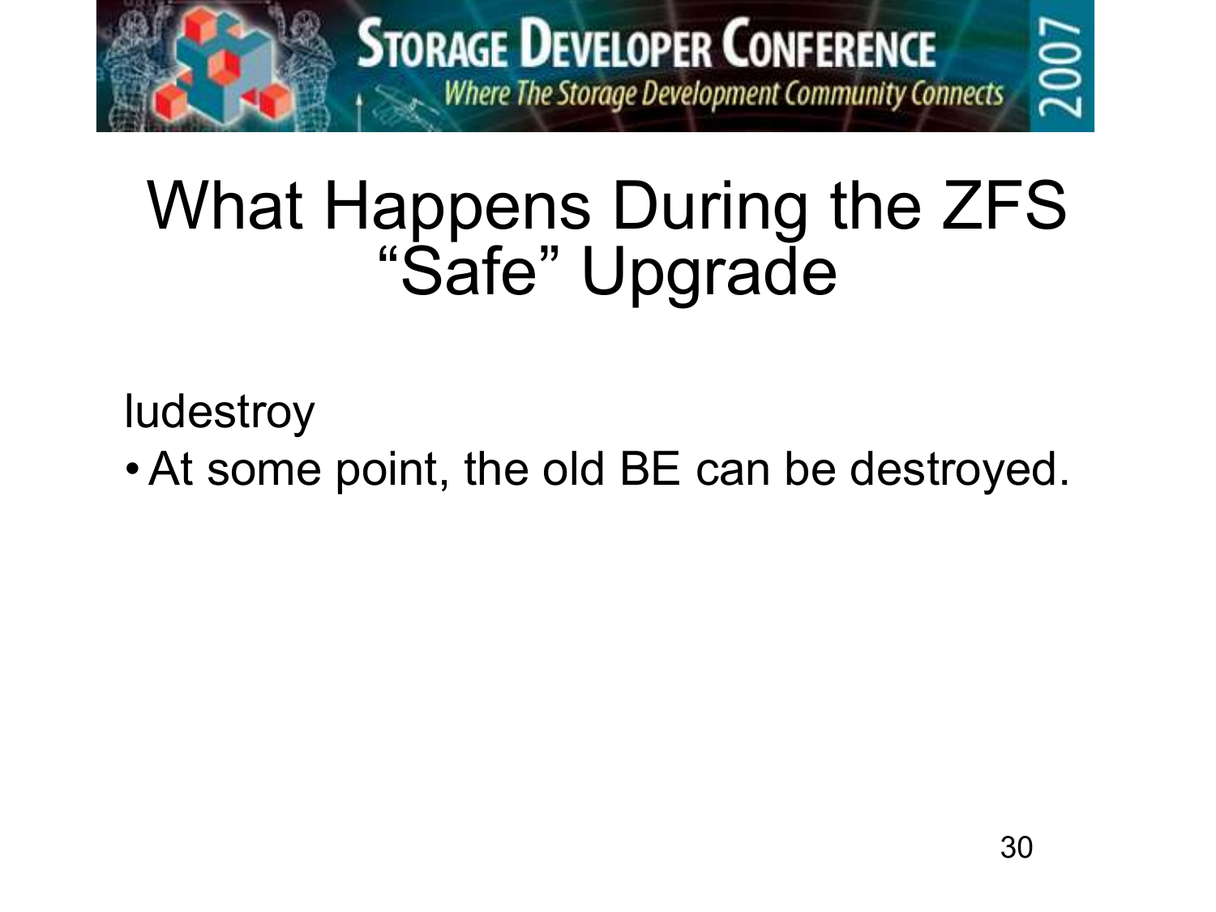# What Happens During the ZFS "Safe" Upgrade

ludestroy

- At some point, the old BE can be destroyed.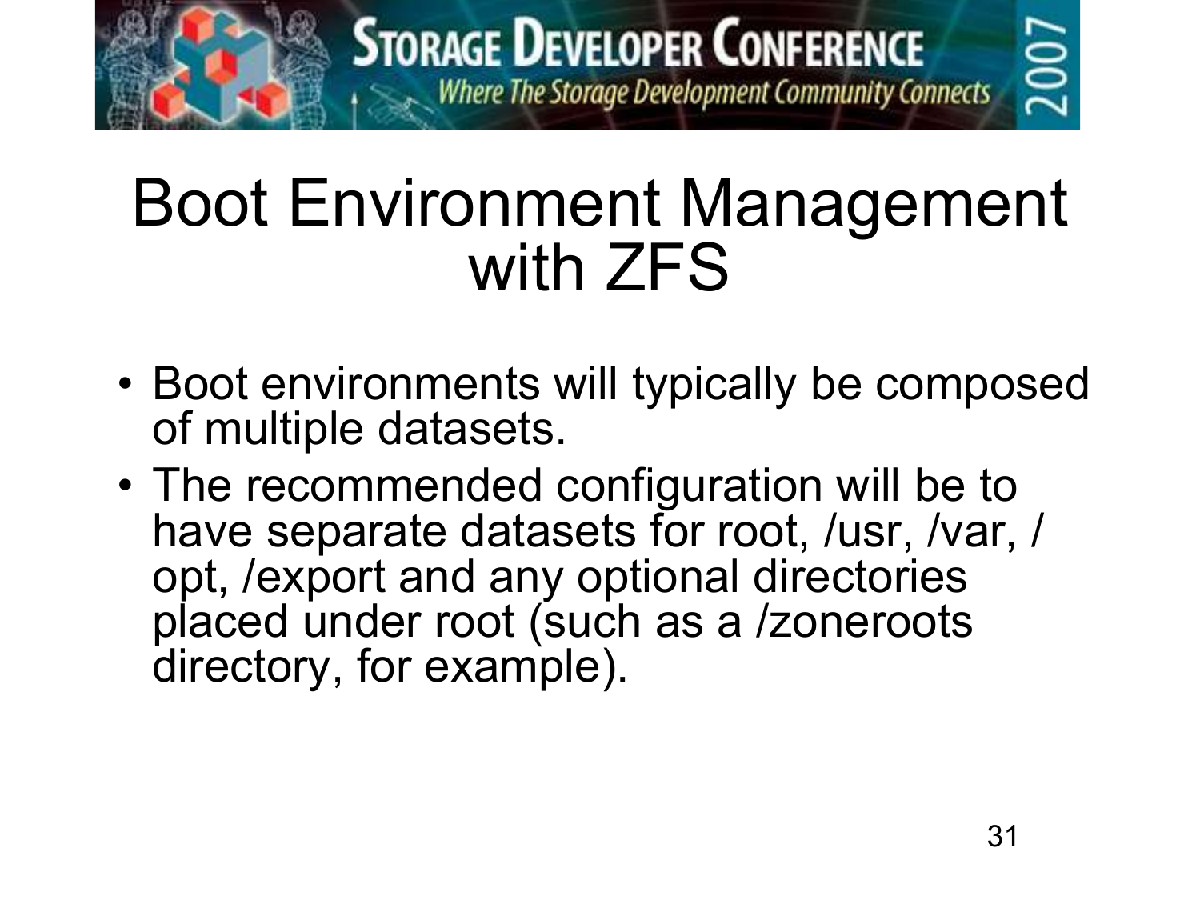# Boot Environment Management with ZFS

- Boot environments will typically be composed of multiple datasets.
- The recommended configuration will be to have separate datasets for root, /usr, /var, /opt, /export and any optional directories placed under root (such as a /zoneroots directory, for example).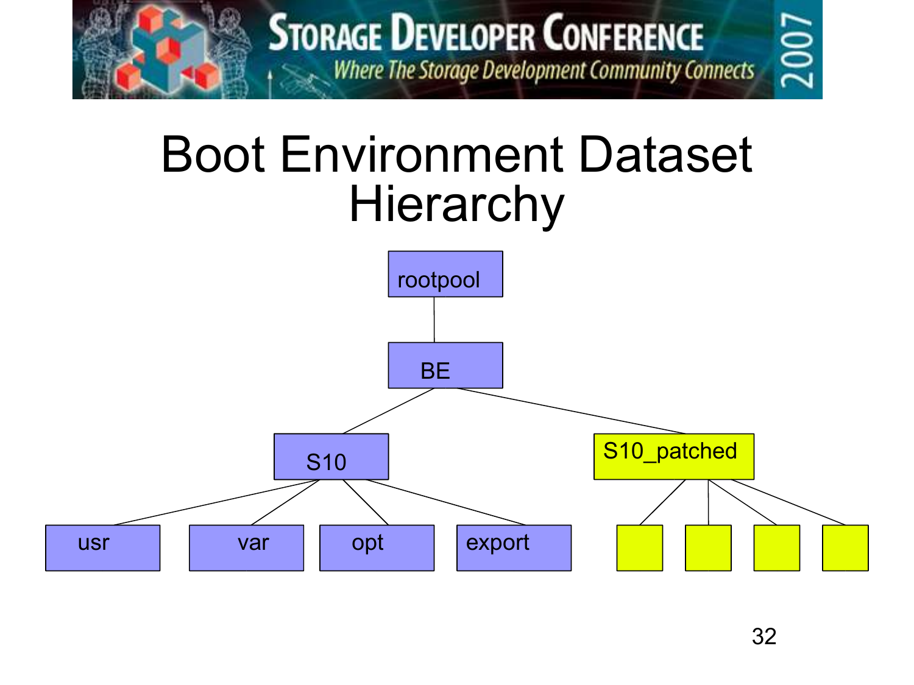# Boot Environment Dataset Hierarchy

- rootpool
  - BE
    - S10
      - usr
      - var
      - opt
      - export
    - S10_patched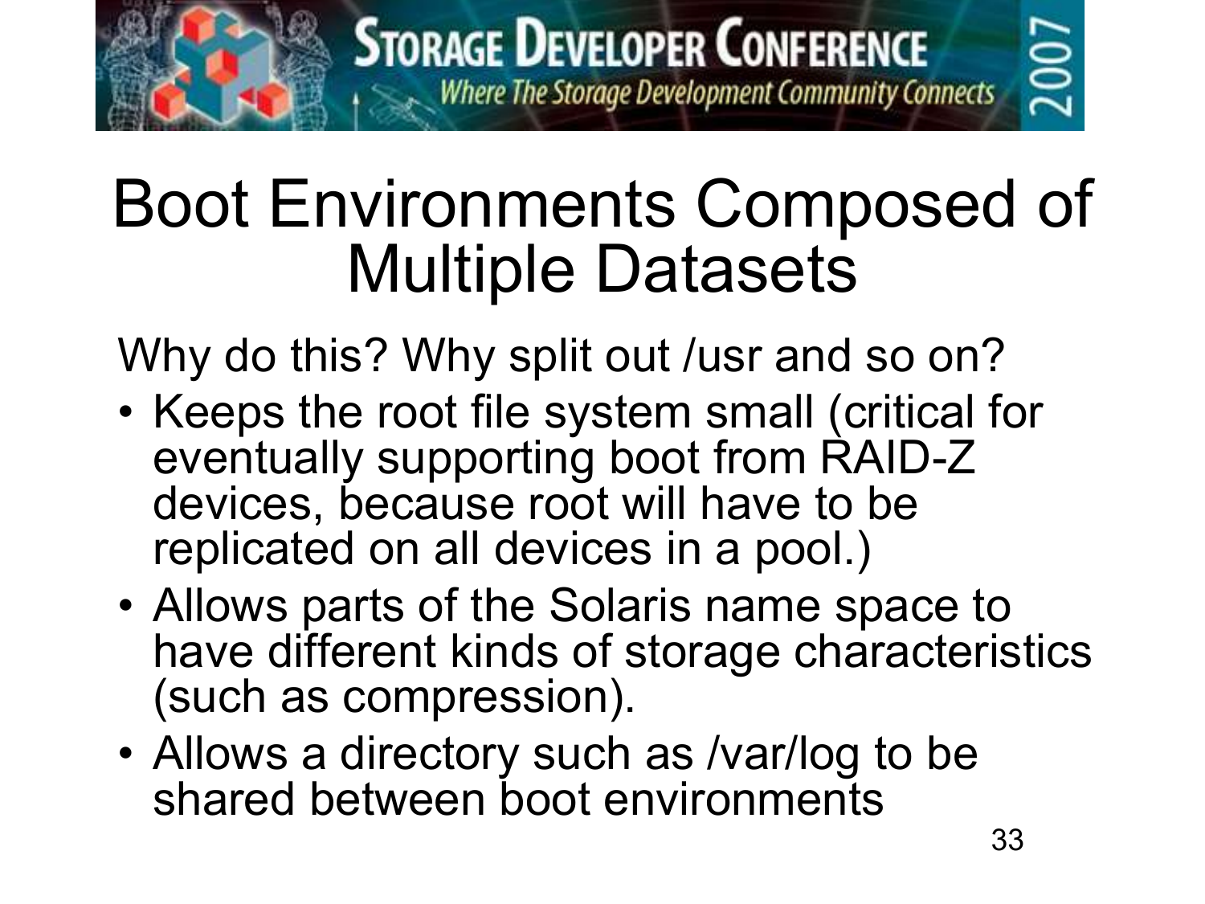# Boot Environments Composed of Multiple Datasets

Why do this? Why split out /usr and so on?

- Keeps the root file system small (critical for eventually supporting boot from RAID-Z devices, because root will have to be replicated on all devices in a pool.)
- Allows parts of the Solaris name space to have different kinds of storage characteristics (such as compression).
- Allows a directory such as /var/log to be shared between boot environments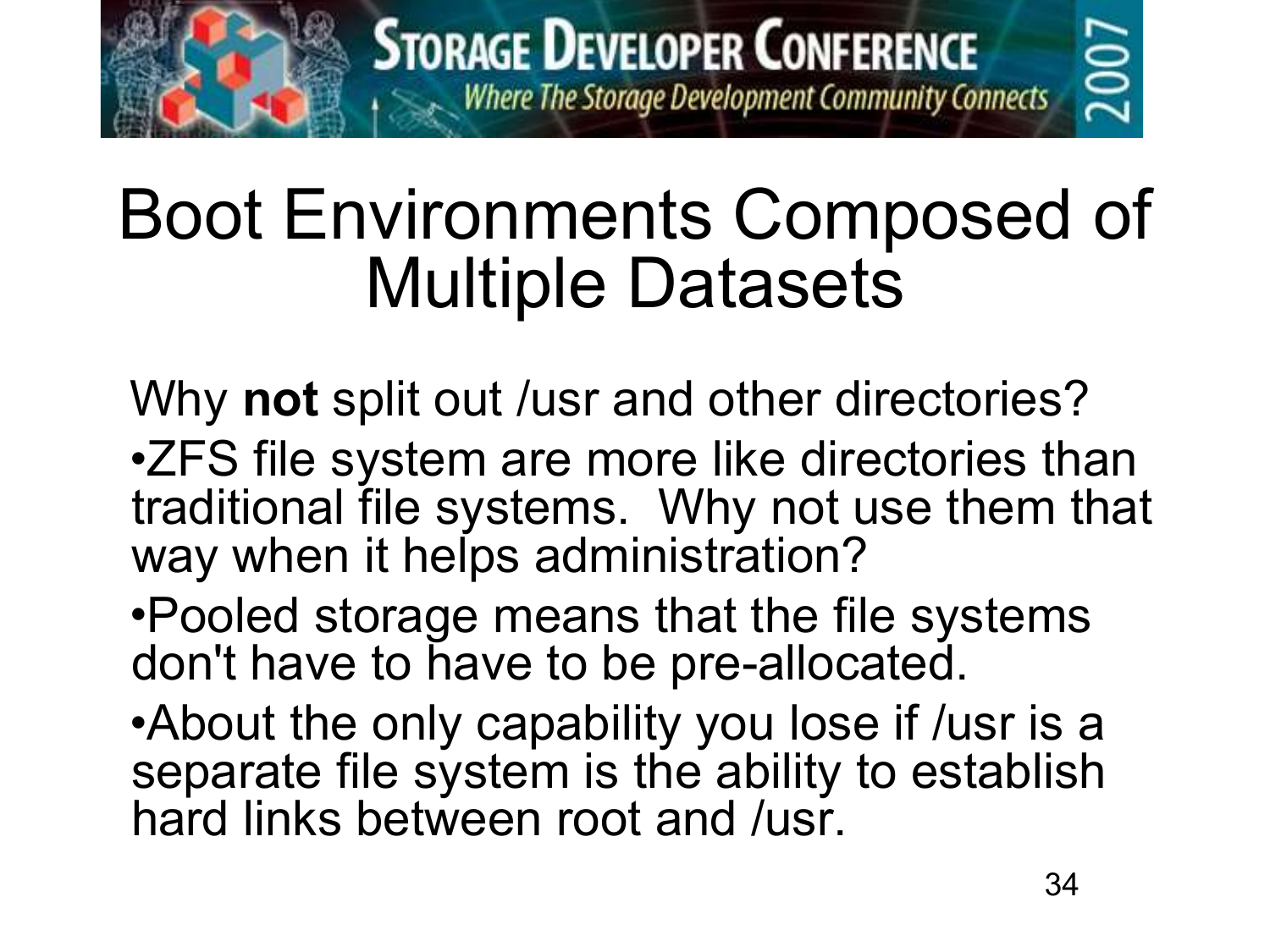# Boot Environments Composed of Multiple Datasets

Why **not** split out /usr and other directories?

- ZFS file system are more like directories than traditional file systems. Why not use them that way when it helps administration?
- Pooled storage means that the file systems don't have to have to be pre-allocated.
- About the only capability you lose if /usr is a separate file system is the ability to establish hard links between root and /usr.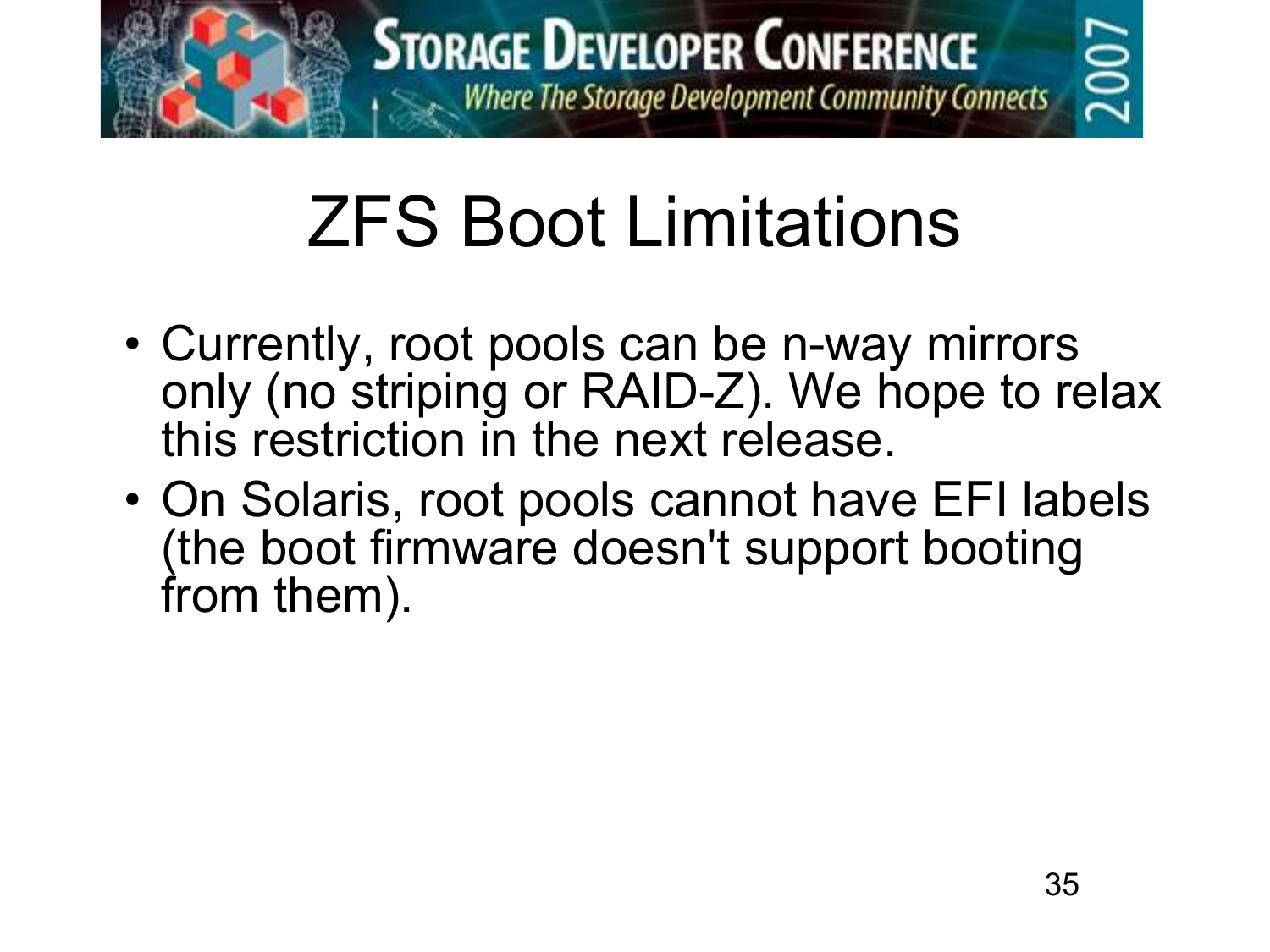# ZFS Boot Limitations

- Currently, root pools can be n-way mirrors only (no striping or RAID-Z). We hope to relax this restriction in the next release.
- On Solaris, root pools cannot have EFI labels (the boot firmware doesn't support booting from them).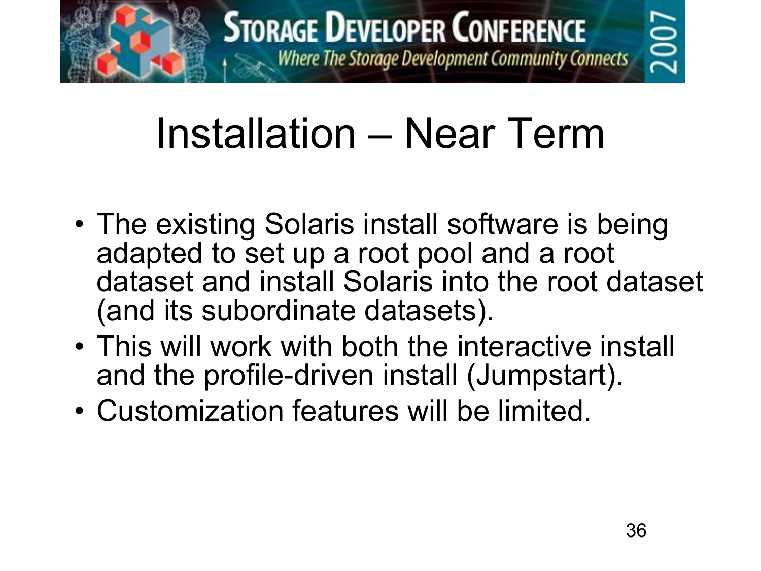# Installation – Near Term

- The existing Solaris install software is being adapted to set up a root pool and a root dataset and install Solaris into the root dataset (and its subordinate datasets).
- This will work with both the interactive install and the profile-driven install (Jumpstart).
- Customization features will be limited.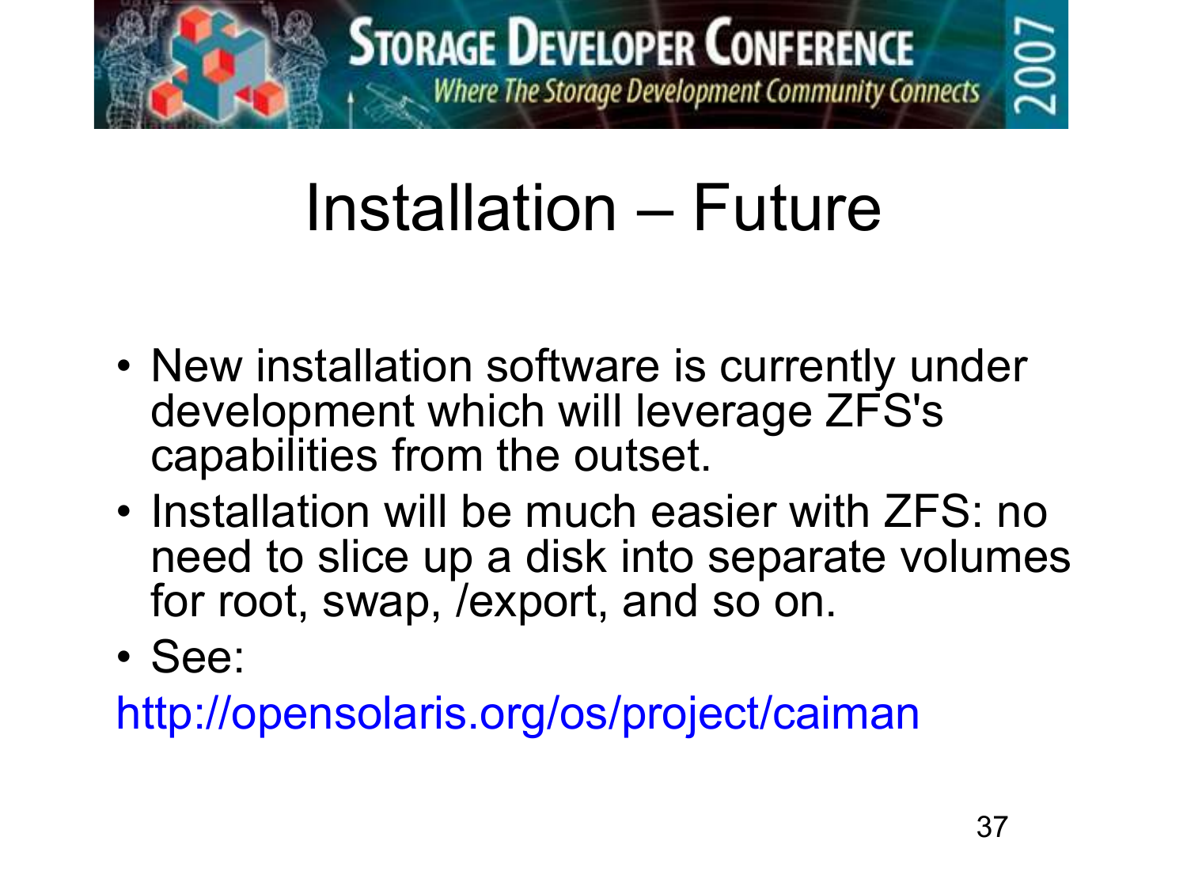# Installation – Future

- New installation software is currently under development which will leverage ZFS's capabilities from the outset.
- Installation will be much easier with ZFS: no need to slice up a disk into separate volumes for root, swap, /export, and so on.
- See:

http://opensolaris.org/os/project/caiman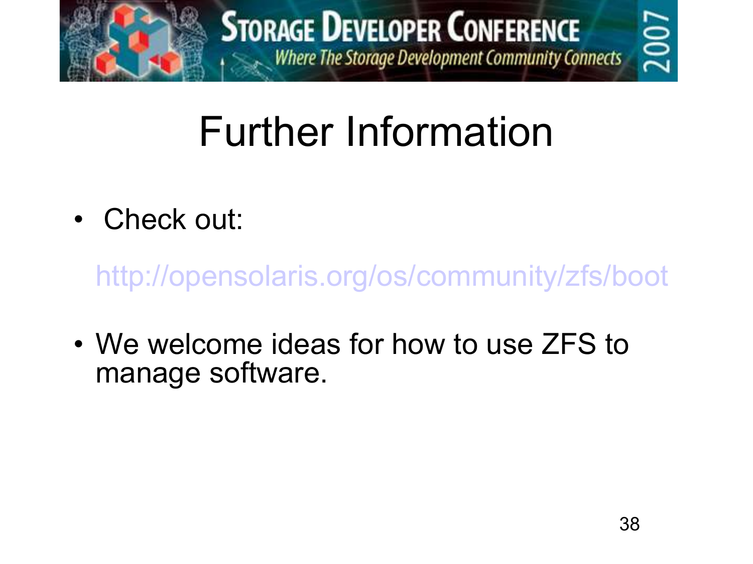# Further Information

- Check out:

  http://opensolaris.org/os/community/zfs/boot

- We welcome ideas for how to use ZFS to manage software.